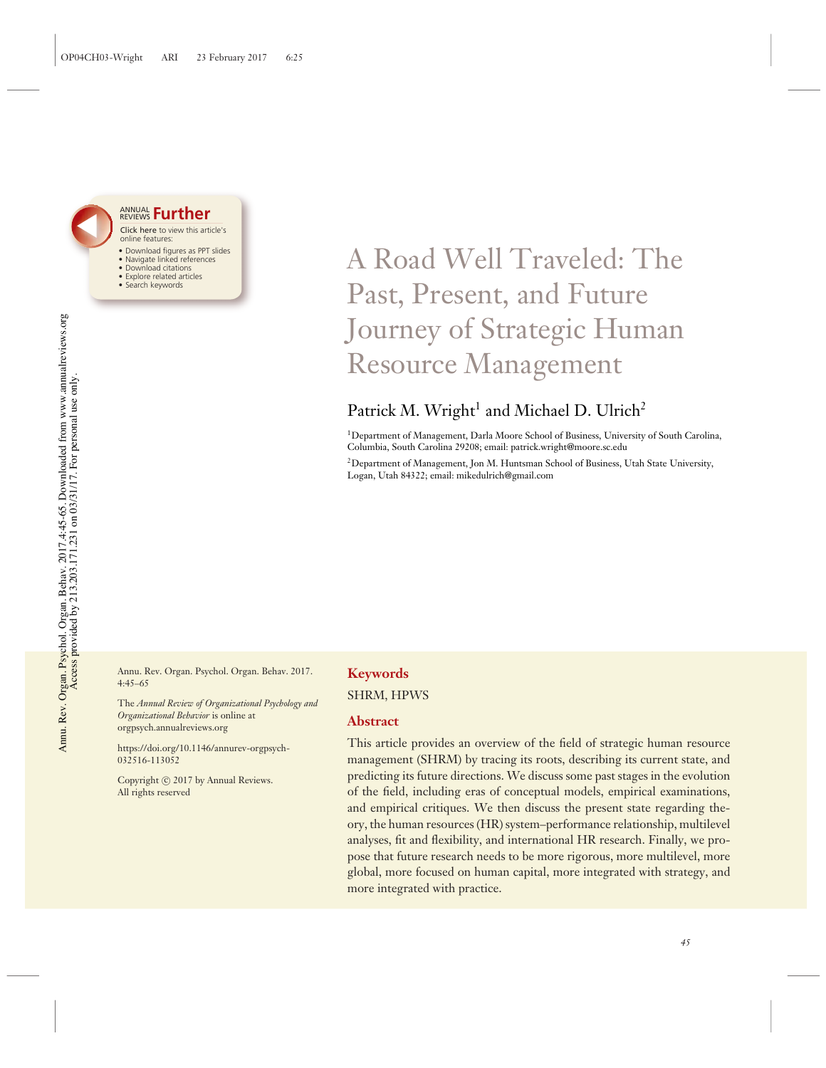# A Road Well Traveled: The Past, Present, and Future Journey of Strategic Human Resource Management

Patrick M. Wright[1] and Michael D. Ulrich[2]

[1]Department of Management, Darla Moore School of Business, University of South Carolina, Columbia, South Carolina 29208; email: patrick.wright@moore.sc.edu

[2]Department of Management, Jon M. Huntsman School of Business, Utah State University, Logan, Utah 84322; email: mikedulrich@gmail.com

Annu. Rev. Organ. Psychol. Organ. Behav. 2017. 4:45–65

The *Annual Review of Organizational Psychology and Organizational Behavior* is online at orgpsych.annualreviews.org

https://doi.org/10.1146/annurev-orgpsych-032516-113052

Copyright © 2017 by Annual Reviews. All rights reserved

## Keywords

SHRM, HPWS

## Abstract

This article provides an overview of the field of strategic human resource management (SHRM) by tracing its roots, describing its current state, and predicting its future directions. We discuss some past stages in the evolution of the field, including eras of conceptual models, empirical examinations, and empirical critiques. We then discuss the present state regarding theory, the human resources (HR) system–performance relationship, multilevel analyses, fit and flexibility, and international HR research. Finally, we propose that future research needs to be more rigorous, more multilevel, more global, more focused on human capital, more integrated with strategy, and more integrated with practice.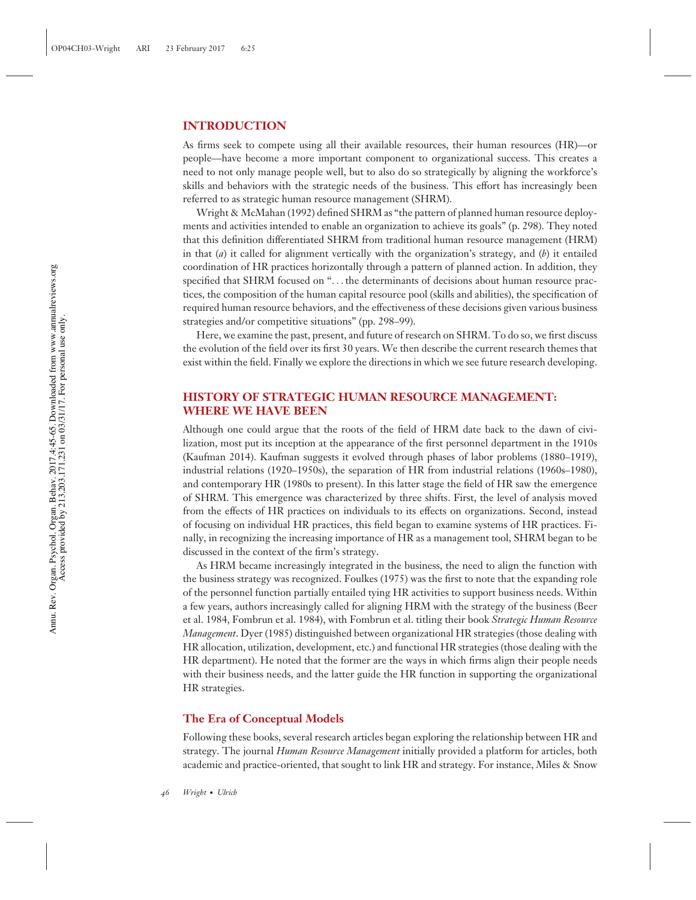## INTRODUCTION

As firms seek to compete using all their available resources, their human resources (HR)—or people—have become a more important component to organizational success. This creates a need to not only manage people well, but to also do so strategically by aligning the workforce's skills and behaviors with the strategic needs of the business. This effort has increasingly been referred to as strategic human resource management (SHRM).

Wright & McMahan (1992) defined SHRM as "the pattern of planned human resource deployments and activities intended to enable an organization to achieve its goals" (p. 298). They noted that this definition differentiated SHRM from traditional human resource management (HRM) in that (*a*) it called for alignment vertically with the organization's strategy, and (*b*) it entailed coordination of HR practices horizontally through a pattern of planned action. In addition, they specified that SHRM focused on ". . . the determinants of decisions about human resource practices, the composition of the human capital resource pool (skills and abilities), the specification of required human resource behaviors, and the effectiveness of these decisions given various business strategies and/or competitive situations" (pp. 298–99).

Here, we examine the past, present, and future of research on SHRM. To do so, we first discuss the evolution of the field over its first 30 years. We then describe the current research themes that exist within the field. Finally we explore the directions in which we see future research developing.

## HISTORY OF STRATEGIC HUMAN RESOURCE MANAGEMENT: WHERE WE HAVE BEEN

Although one could argue that the roots of the field of HRM date back to the dawn of civilization, most put its inception at the appearance of the first personnel department in the 1910s (Kaufman 2014). Kaufman suggests it evolved through phases of labor problems (1880–1919), industrial relations (1920–1950s), the separation of HR from industrial relations (1960s–1980), and contemporary HR (1980s to present). In this latter stage the field of HR saw the emergence of SHRM. This emergence was characterized by three shifts. First, the level of analysis moved from the effects of HR practices on individuals to its effects on organizations. Second, instead of focusing on individual HR practices, this field began to examine systems of HR practices. Finally, in recognizing the increasing importance of HR as a management tool, SHRM began to be discussed in the context of the firm's strategy.

As HRM became increasingly integrated in the business, the need to align the function with the business strategy was recognized. Foulkes (1975) was the first to note that the expanding role of the personnel function partially entailed tying HR activities to support business needs. Within a few years, authors increasingly called for aligning HRM with the strategy of the business (Beer et al. 1984, Fombrun et al. 1984), with Fombrun et al. titling their book *Strategic Human Resource Management*. Dyer (1985) distinguished between organizational HR strategies (those dealing with HR allocation, utilization, development, etc.) and functional HR strategies (those dealing with the HR department). He noted that the former are the ways in which firms align their people needs with their business needs, and the latter guide the HR function in supporting the organizational HR strategies.

### The Era of Conceptual Models

Following these books, several research articles began exploring the relationship between HR and strategy. The journal *Human Resource Management* initially provided a platform for articles, both academic and practice-oriented, that sought to link HR and strategy. For instance, Miles & Snow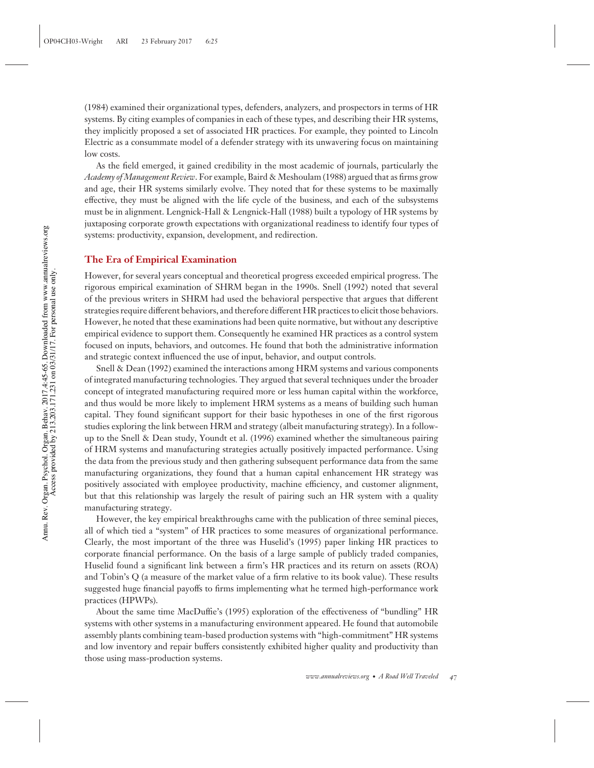(1984) examined their organizational types, defenders, analyzers, and prospectors in terms of HR systems. By citing examples of companies in each of these types, and describing their HR systems, they implicitly proposed a set of associated HR practices. For example, they pointed to Lincoln Electric as a consummate model of a defender strategy with its unwavering focus on maintaining low costs.

As the field emerged, it gained credibility in the most academic of journals, particularly the *Academy of Management Review*. For example, Baird & Meshoulam (1988) argued that as firms grow and age, their HR systems similarly evolve. They noted that for these systems to be maximally effective, they must be aligned with the life cycle of the business, and each of the subsystems must be in alignment. Lengnick-Hall & Lengnick-Hall (1988) built a typology of HR systems by juxtaposing corporate growth expectations with organizational readiness to identify four types of systems: productivity, expansion, development, and redirection.

## The Era of Empirical Examination

However, for several years conceptual and theoretical progress exceeded empirical progress. The rigorous empirical examination of SHRM began in the 1990s. Snell (1992) noted that several of the previous writers in SHRM had used the behavioral perspective that argues that different strategies require different behaviors, and therefore different HR practices to elicit those behaviors. However, he noted that these examinations had been quite normative, but without any descriptive empirical evidence to support them. Consequently he examined HR practices as a control system focused on inputs, behaviors, and outcomes. He found that both the administrative information and strategic context influenced the use of input, behavior, and output controls.

Snell & Dean (1992) examined the interactions among HRM systems and various components of integrated manufacturing technologies. They argued that several techniques under the broader concept of integrated manufacturing required more or less human capital within the workforce, and thus would be more likely to implement HRM systems as a means of building such human capital. They found significant support for their basic hypotheses in one of the first rigorous studies exploring the link between HRM and strategy (albeit manufacturing strategy). In a follow-up to the Snell & Dean study, Youndt et al. (1996) examined whether the simultaneous pairing of HRM systems and manufacturing strategies actually positively impacted performance. Using the data from the previous study and then gathering subsequent performance data from the same manufacturing organizations, they found that a human capital enhancement HR strategy was positively associated with employee productivity, machine efficiency, and customer alignment, but that this relationship was largely the result of pairing such an HR system with a quality manufacturing strategy.

However, the key empirical breakthroughs came with the publication of three seminal pieces, all of which tied a "system" of HR practices to some measures of organizational performance. Clearly, the most important of the three was Huselid's (1995) paper linking HR practices to corporate financial performance. On the basis of a large sample of publicly traded companies, Huselid found a significant link between a firm's HR practices and its return on assets (ROA) and Tobin's Q (a measure of the market value of a firm relative to its book value). These results suggested huge financial payoffs to firms implementing what he termed high-performance work practices (HPWPs).

About the same time MacDuffie's (1995) exploration of the effectiveness of "bundling" HR systems with other systems in a manufacturing environment appeared. He found that automobile assembly plants combining team-based production systems with "high-commitment" HR systems and low inventory and repair buffers consistently exhibited higher quality and productivity than those using mass-production systems.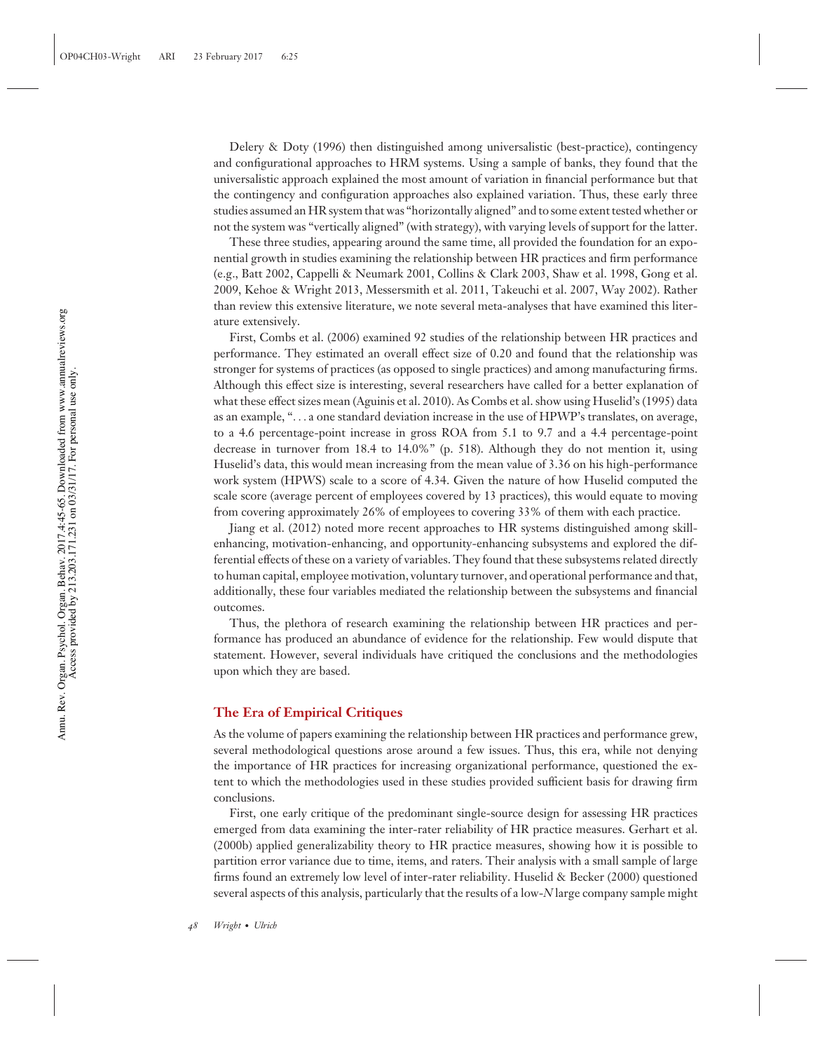Delery & Doty (1996) then distinguished among universalistic (best-practice), contingency and configurational approaches to HRM systems. Using a sample of banks, they found that the universalistic approach explained the most amount of variation in financial performance but that the contingency and configuration approaches also explained variation. Thus, these early three studies assumed an HR system that was "horizontally aligned" and to some extent tested whether or not the system was "vertically aligned" (with strategy), with varying levels of support for the latter.

These three studies, appearing around the same time, all provided the foundation for an exponential growth in studies examining the relationship between HR practices and firm performance (e.g., Batt 2002, Cappelli & Neumark 2001, Collins & Clark 2003, Shaw et al. 1998, Gong et al. 2009, Kehoe & Wright 2013, Messersmith et al. 2011, Takeuchi et al. 2007, Way 2002). Rather than review this extensive literature, we note several meta-analyses that have examined this literature extensively.

First, Combs et al. (2006) examined 92 studies of the relationship between HR practices and performance. They estimated an overall effect size of 0.20 and found that the relationship was stronger for systems of practices (as opposed to single practices) and among manufacturing firms. Although this effect size is interesting, several researchers have called for a better explanation of what these effect sizes mean (Aguinis et al. 2010). As Combs et al. show using Huselid's (1995) data as an example, ". . . a one standard deviation increase in the use of HPWP's translates, on average, to a 4.6 percentage-point increase in gross ROA from 5.1 to 9.7 and a 4.4 percentage-point decrease in turnover from 18.4 to 14.0%" (p. 518). Although they do not mention it, using Huselid's data, this would mean increasing from the mean value of 3.36 on his high-performance work system (HPWS) scale to a score of 4.34. Given the nature of how Huselid computed the scale score (average percent of employees covered by 13 practices), this would equate to moving from covering approximately 26% of employees to covering 33% of them with each practice.

Jiang et al. (2012) noted more recent approaches to HR systems distinguished among skill-enhancing, motivation-enhancing, and opportunity-enhancing subsystems and explored the differential effects of these on a variety of variables. They found that these subsystems related directly to human capital, employee motivation, voluntary turnover, and operational performance and that, additionally, these four variables mediated the relationship between the subsystems and financial outcomes.

Thus, the plethora of research examining the relationship between HR practices and performance has produced an abundance of evidence for the relationship. Few would dispute that statement. However, several individuals have critiqued the conclusions and the methodologies upon which they are based.

### The Era of Empirical Critiques

As the volume of papers examining the relationship between HR practices and performance grew, several methodological questions arose around a few issues. Thus, this era, while not denying the importance of HR practices for increasing organizational performance, questioned the extent to which the methodologies used in these studies provided sufficient basis for drawing firm conclusions.

First, one early critique of the predominant single-source design for assessing HR practices emerged from data examining the inter-rater reliability of HR practice measures. Gerhart et al. (2000b) applied generalizability theory to HR practice measures, showing how it is possible to partition error variance due to time, items, and raters. Their analysis with a small sample of large firms found an extremely low level of inter-rater reliability. Huselid & Becker (2000) questioned several aspects of this analysis, particularly that the results of a low-*N* large company sample might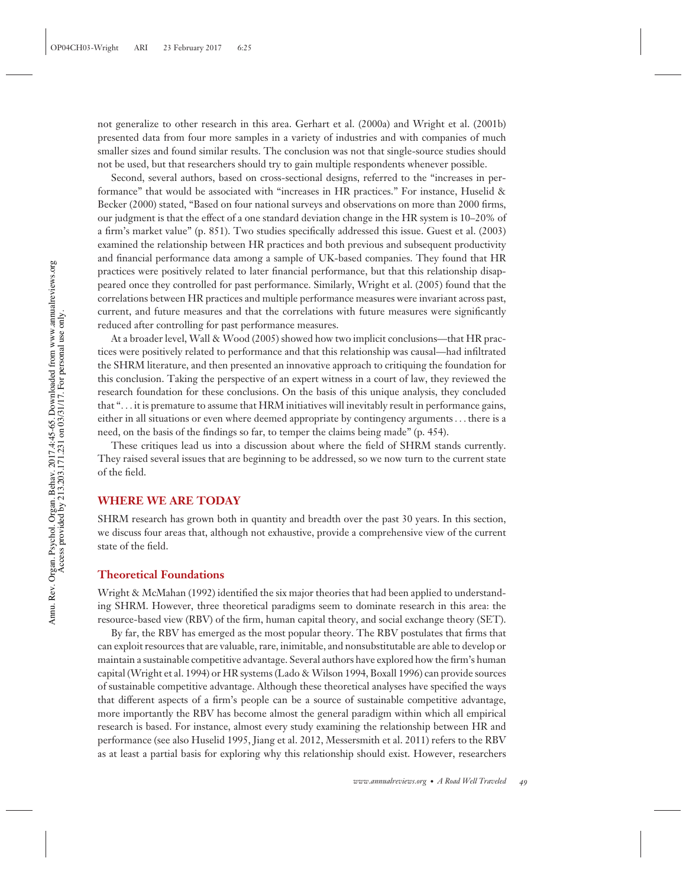not generalize to other research in this area. Gerhart et al. (2000a) and Wright et al. (2001b) presented data from four more samples in a variety of industries and with companies of much smaller sizes and found similar results. The conclusion was not that single-source studies should not be used, but that researchers should try to gain multiple respondents whenever possible.

Second, several authors, based on cross-sectional designs, referred to the "increases in performance" that would be associated with "increases in HR practices." For instance, Huselid & Becker (2000) stated, "Based on four national surveys and observations on more than 2000 firms, our judgment is that the effect of a one standard deviation change in the HR system is 10–20% of a firm's market value" (p. 851). Two studies specifically addressed this issue. Guest et al. (2003) examined the relationship between HR practices and both previous and subsequent productivity and financial performance data among a sample of UK-based companies. They found that HR practices were positively related to later financial performance, but that this relationship disappeared once they controlled for past performance. Similarly, Wright et al. (2005) found that the correlations between HR practices and multiple performance measures were invariant across past, current, and future measures and that the correlations with future measures were significantly reduced after controlling for past performance measures.

At a broader level, Wall & Wood (2005) showed how two implicit conclusions—that HR practices were positively related to performance and that this relationship was causal—had infiltrated the SHRM literature, and then presented an innovative approach to critiquing the foundation for this conclusion. Taking the perspective of an expert witness in a court of law, they reviewed the research foundation for these conclusions. On the basis of this unique analysis, they concluded that ". . . it is premature to assume that HRM initiatives will inevitably result in performance gains, either in all situations or even where deemed appropriate by contingency arguments . . . there is a need, on the basis of the findings so far, to temper the claims being made" (p. 454).

These critiques lead us into a discussion about where the field of SHRM stands currently. They raised several issues that are beginning to be addressed, so we now turn to the current state of the field.

## WHERE WE ARE TODAY

SHRM research has grown both in quantity and breadth over the past 30 years. In this section, we discuss four areas that, although not exhaustive, provide a comprehensive view of the current state of the field.

### Theoretical Foundations

Wright & McMahan (1992) identified the six major theories that had been applied to understanding SHRM. However, three theoretical paradigms seem to dominate research in this area: the resource-based view (RBV) of the firm, human capital theory, and social exchange theory (SET).

By far, the RBV has emerged as the most popular theory. The RBV postulates that firms that can exploit resources that are valuable, rare, inimitable, and nonsubstitutable are able to develop or maintain a sustainable competitive advantage. Several authors have explored how the firm's human capital (Wright et al. 1994) or HR systems (Lado & Wilson 1994, Boxall 1996) can provide sources of sustainable competitive advantage. Although these theoretical analyses have specified the ways that different aspects of a firm's people can be a source of sustainable competitive advantage, more importantly the RBV has become almost the general paradigm within which all empirical research is based. For instance, almost every study examining the relationship between HR and performance (see also Huselid 1995, Jiang et al. 2012, Messersmith et al. 2011) refers to the RBV as at least a partial basis for exploring why this relationship should exist. However, researchers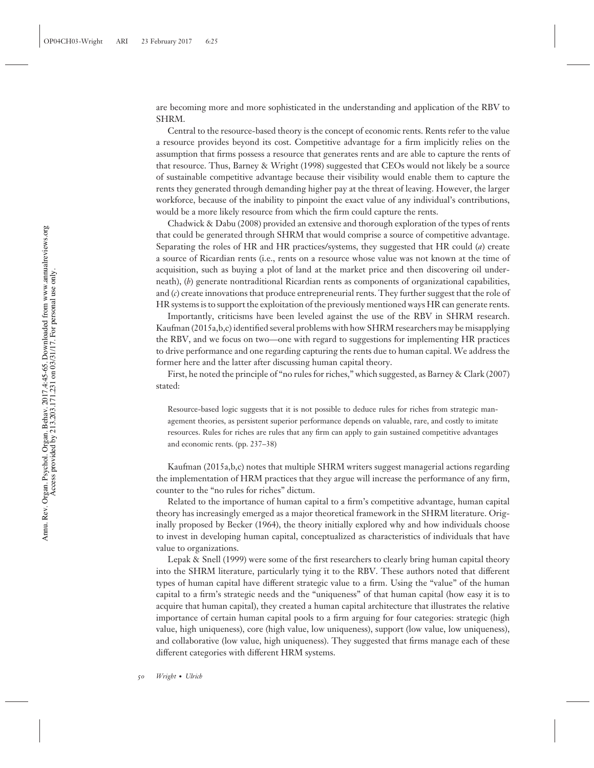are becoming more and more sophisticated in the understanding and application of the RBV to SHRM.

Central to the resource-based theory is the concept of economic rents. Rents refer to the value a resource provides beyond its cost. Competitive advantage for a firm implicitly relies on the assumption that firms possess a resource that generates rents and are able to capture the rents of that resource. Thus, Barney & Wright (1998) suggested that CEOs would not likely be a source of sustainable competitive advantage because their visibility would enable them to capture the rents they generated through demanding higher pay at the threat of leaving. However, the larger workforce, because of the inability to pinpoint the exact value of any individual's contributions, would be a more likely resource from which the firm could capture the rents.

Chadwick & Dabu (2008) provided an extensive and thorough exploration of the types of rents that could be generated through SHRM that would comprise a source of competitive advantage. Separating the roles of HR and HR practices/systems, they suggested that HR could (*a*) create a source of Ricardian rents (i.e., rents on a resource whose value was not known at the time of acquisition, such as buying a plot of land at the market price and then discovering oil underneath), (*b*) generate nontraditional Ricardian rents as components of organizational capabilities, and (*c*) create innovations that produce entrepreneurial rents. They further suggest that the role of HR systems is to support the exploitation of the previously mentioned ways HR can generate rents.

Importantly, criticisms have been leveled against the use of the RBV in SHRM research. Kaufman (2015a,b,c) identified several problems with how SHRM researchers may be misapplying the RBV, and we focus on two—one with regard to suggestions for implementing HR practices to drive performance and one regarding capturing the rents due to human capital. We address the former here and the latter after discussing human capital theory.

First, he noted the principle of "no rules for riches," which suggested, as Barney & Clark (2007) stated:

> Resource-based logic suggests that it is not possible to deduce rules for riches from strategic management theories, as persistent superior performance depends on valuable, rare, and costly to imitate resources. Rules for riches are rules that any firm can apply to gain sustained competitive advantages and economic rents. (pp. 237–38)

Kaufman (2015a,b,c) notes that multiple SHRM writers suggest managerial actions regarding the implementation of HRM practices that they argue will increase the performance of any firm, counter to the "no rules for riches" dictum.

Related to the importance of human capital to a firm's competitive advantage, human capital theory has increasingly emerged as a major theoretical framework in the SHRM literature. Originally proposed by Becker (1964), the theory initially explored why and how individuals choose to invest in developing human capital, conceptualized as characteristics of individuals that have value to organizations.

Lepak & Snell (1999) were some of the first researchers to clearly bring human capital theory into the SHRM literature, particularly tying it to the RBV. These authors noted that different types of human capital have different strategic value to a firm. Using the "value" of the human capital to a firm's strategic needs and the "uniqueness" of that human capital (how easy it is to acquire that human capital), they created a human capital architecture that illustrates the relative importance of certain human capital pools to a firm arguing for four categories: strategic (high value, high uniqueness), core (high value, low uniqueness), support (low value, low uniqueness), and collaborative (low value, high uniqueness). They suggested that firms manage each of these different categories with different HRM systems.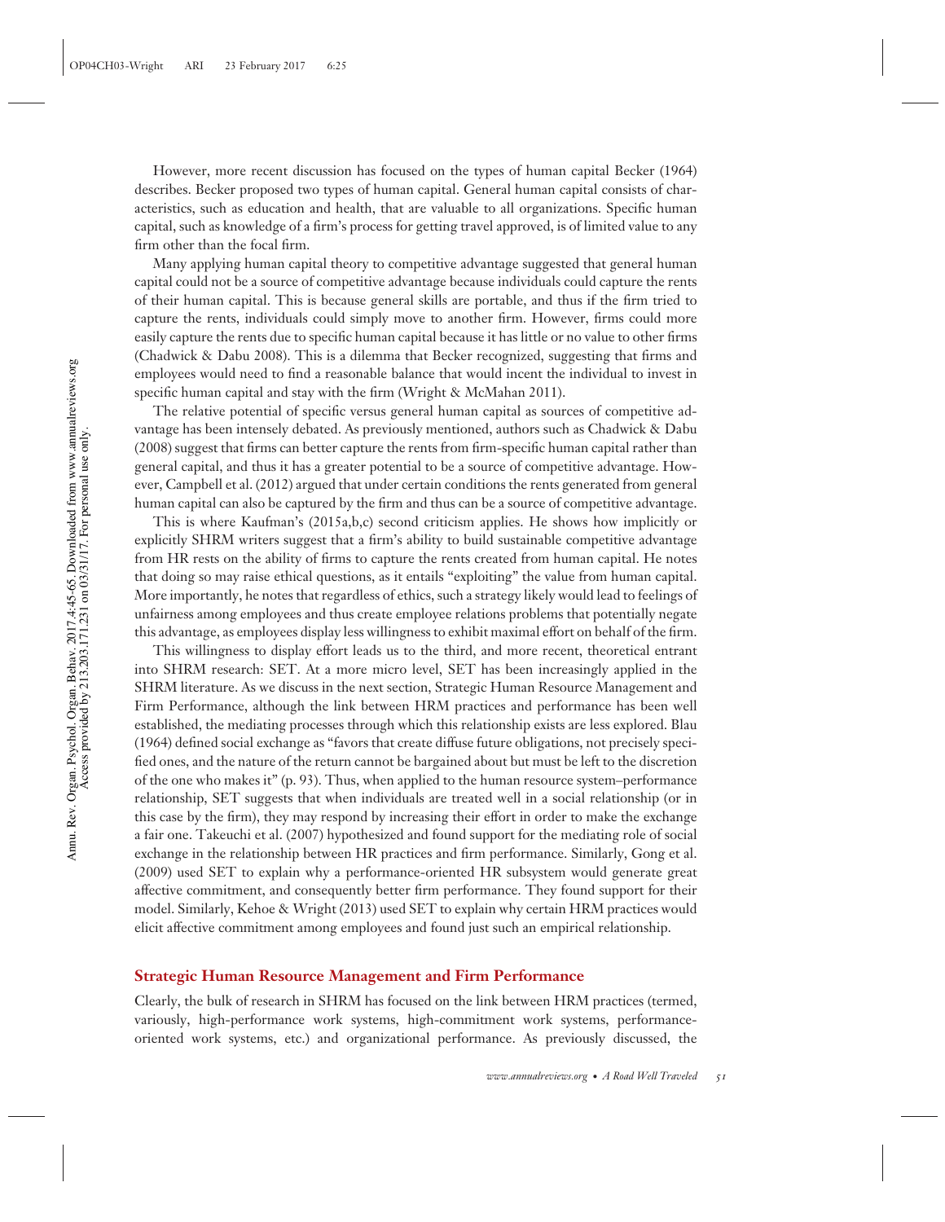However, more recent discussion has focused on the types of human capital Becker (1964) describes. Becker proposed two types of human capital. General human capital consists of characteristics, such as education and health, that are valuable to all organizations. Specific human capital, such as knowledge of a firm's process for getting travel approved, is of limited value to any firm other than the focal firm.

Many applying human capital theory to competitive advantage suggested that general human capital could not be a source of competitive advantage because individuals could capture the rents of their human capital. This is because general skills are portable, and thus if the firm tried to capture the rents, individuals could simply move to another firm. However, firms could more easily capture the rents due to specific human capital because it has little or no value to other firms (Chadwick & Dabu 2008). This is a dilemma that Becker recognized, suggesting that firms and employees would need to find a reasonable balance that would incent the individual to invest in specific human capital and stay with the firm (Wright & McMahan 2011).

The relative potential of specific versus general human capital as sources of competitive advantage has been intensely debated. As previously mentioned, authors such as Chadwick & Dabu (2008) suggest that firms can better capture the rents from firm-specific human capital rather than general capital, and thus it has a greater potential to be a source of competitive advantage. However, Campbell et al. (2012) argued that under certain conditions the rents generated from general human capital can also be captured by the firm and thus can be a source of competitive advantage.

This is where Kaufman's (2015a,b,c) second criticism applies. He shows how implicitly or explicitly SHRM writers suggest that a firm's ability to build sustainable competitive advantage from HR rests on the ability of firms to capture the rents created from human capital. He notes that doing so may raise ethical questions, as it entails "exploiting" the value from human capital. More importantly, he notes that regardless of ethics, such a strategy likely would lead to feelings of unfairness among employees and thus create employee relations problems that potentially negate this advantage, as employees display less willingness to exhibit maximal effort on behalf of the firm.

This willingness to display effort leads us to the third, and more recent, theoretical entrant into SHRM research: SET. At a more micro level, SET has been increasingly applied in the SHRM literature. As we discuss in the next section, Strategic Human Resource Management and Firm Performance, although the link between HRM practices and performance has been well established, the mediating processes through which this relationship exists are less explored. Blau (1964) defined social exchange as "favors that create diffuse future obligations, not precisely specified ones, and the nature of the return cannot be bargained about but must be left to the discretion of the one who makes it" (p. 93). Thus, when applied to the human resource system–performance relationship, SET suggests that when individuals are treated well in a social relationship (or in this case by the firm), they may respond by increasing their effort in order to make the exchange a fair one. Takeuchi et al. (2007) hypothesized and found support for the mediating role of social exchange in the relationship between HR practices and firm performance. Similarly, Gong et al. (2009) used SET to explain why a performance-oriented HR subsystem would generate great affective commitment, and consequently better firm performance. They found support for their model. Similarly, Kehoe & Wright (2013) used SET to explain why certain HRM practices would elicit affective commitment among employees and found just such an empirical relationship.

## Strategic Human Resource Management and Firm Performance

Clearly, the bulk of research in SHRM has focused on the link between HRM practices (termed, variously, high-performance work systems, high-commitment work systems, performance-oriented work systems, etc.) and organizational performance. As previously discussed, the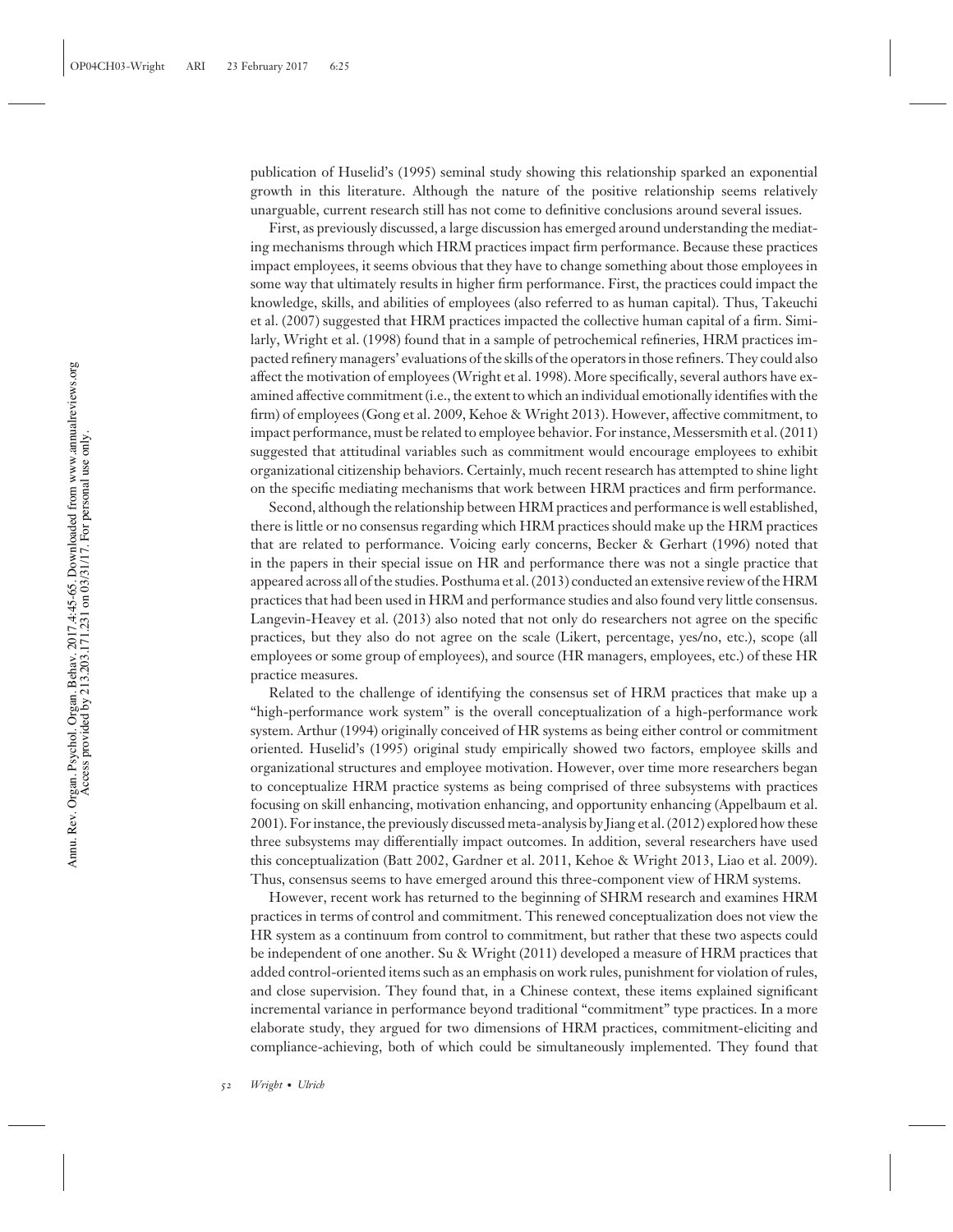publication of Huselid's (1995) seminal study showing this relationship sparked an exponential growth in this literature. Although the nature of the positive relationship seems relatively unarguable, current research still has not come to definitive conclusions around several issues.

First, as previously discussed, a large discussion has emerged around understanding the mediating mechanisms through which HRM practices impact firm performance. Because these practices impact employees, it seems obvious that they have to change something about those employees in some way that ultimately results in higher firm performance. First, the practices could impact the knowledge, skills, and abilities of employees (also referred to as human capital). Thus, Takeuchi et al. (2007) suggested that HRM practices impacted the collective human capital of a firm. Similarly, Wright et al. (1998) found that in a sample of petrochemical refineries, HRM practices impacted refinery managers' evaluations of the skills of the operators in those refiners. They could also affect the motivation of employees (Wright et al. 1998). More specifically, several authors have examined affective commitment (i.e., the extent to which an individual emotionally identifies with the firm) of employees (Gong et al. 2009, Kehoe & Wright 2013). However, affective commitment, to impact performance, must be related to employee behavior. For instance, Messersmith et al. (2011) suggested that attitudinal variables such as commitment would encourage employees to exhibit organizational citizenship behaviors. Certainly, much recent research has attempted to shine light on the specific mediating mechanisms that work between HRM practices and firm performance.

Second, although the relationship between HRM practices and performance is well established, there is little or no consensus regarding which HRM practices should make up the HRM practices that are related to performance. Voicing early concerns, Becker & Gerhart (1996) noted that in the papers in their special issue on HR and performance there was not a single practice that appeared across all of the studies. Posthuma et al. (2013) conducted an extensive review of the HRM practices that had been used in HRM and performance studies and also found very little consensus. Langevin-Heavey et al. (2013) also noted that not only do researchers not agree on the specific practices, but they also do not agree on the scale (Likert, percentage, yes/no, etc.), scope (all employees or some group of employees), and source (HR managers, employees, etc.) of these HR practice measures.

Related to the challenge of identifying the consensus set of HRM practices that make up a "high-performance work system" is the overall conceptualization of a high-performance work system. Arthur (1994) originally conceived of HR systems as being either control or commitment oriented. Huselid's (1995) original study empirically showed two factors, employee skills and organizational structures and employee motivation. However, over time more researchers began to conceptualize HRM practice systems as being comprised of three subsystems with practices focusing on skill enhancing, motivation enhancing, and opportunity enhancing (Appelbaum et al. 2001). For instance, the previously discussed meta-analysis by Jiang et al. (2012) explored how these three subsystems may differentially impact outcomes. In addition, several researchers have used this conceptualization (Batt 2002, Gardner et al. 2011, Kehoe & Wright 2013, Liao et al. 2009). Thus, consensus seems to have emerged around this three-component view of HRM systems.

However, recent work has returned to the beginning of SHRM research and examines HRM practices in terms of control and commitment. This renewed conceptualization does not view the HR system as a continuum from control to commitment, but rather that these two aspects could be independent of one another. Su & Wright (2011) developed a measure of HRM practices that added control-oriented items such as an emphasis on work rules, punishment for violation of rules, and close supervision. They found that, in a Chinese context, these items explained significant incremental variance in performance beyond traditional "commitment" type practices. In a more elaborate study, they argued for two dimensions of HRM practices, commitment-eliciting and compliance-achieving, both of which could be simultaneously implemented. They found that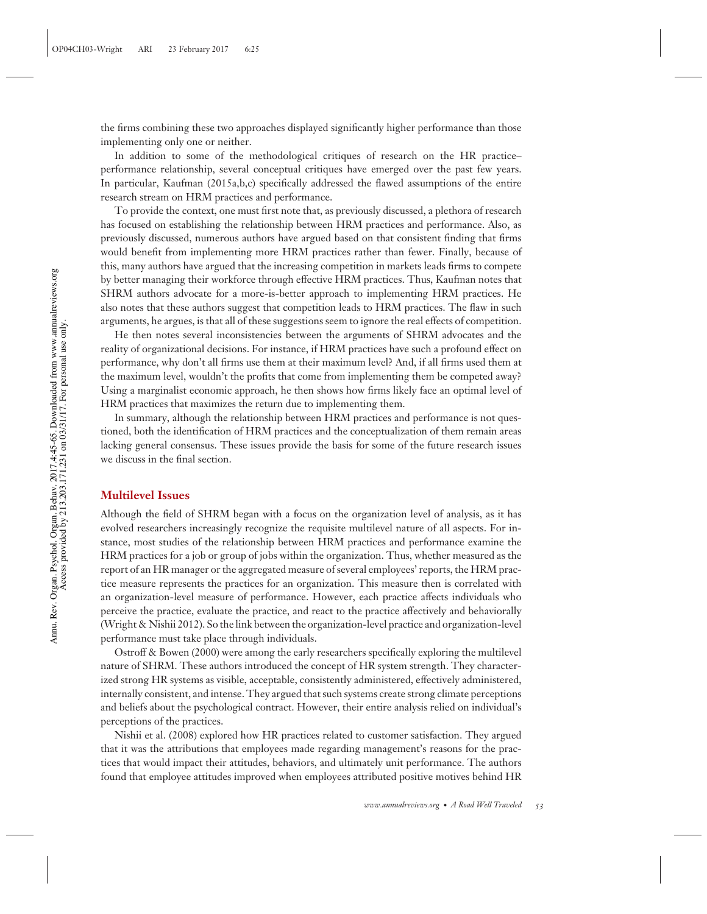the firms combining these two approaches displayed significantly higher performance than those implementing only one or neither.

In addition to some of the methodological critiques of research on the HR practice–performance relationship, several conceptual critiques have emerged over the past few years. In particular, Kaufman (2015a,b,c) specifically addressed the flawed assumptions of the entire research stream on HRM practices and performance.

To provide the context, one must first note that, as previously discussed, a plethora of research has focused on establishing the relationship between HRM practices and performance. Also, as previously discussed, numerous authors have argued based on that consistent finding that firms would benefit from implementing more HRM practices rather than fewer. Finally, because of this, many authors have argued that the increasing competition in markets leads firms to compete by better managing their workforce through effective HRM practices. Thus, Kaufman notes that SHRM authors advocate for a more-is-better approach to implementing HRM practices. He also notes that these authors suggest that competition leads to HRM practices. The flaw in such arguments, he argues, is that all of these suggestions seem to ignore the real effects of competition.

He then notes several inconsistencies between the arguments of SHRM advocates and the reality of organizational decisions. For instance, if HRM practices have such a profound effect on performance, why don't all firms use them at their maximum level? And, if all firms used them at the maximum level, wouldn't the profits that come from implementing them be competed away? Using a marginalist economic approach, he then shows how firms likely face an optimal level of HRM practices that maximizes the return due to implementing them.

In summary, although the relationship between HRM practices and performance is not questioned, both the identification of HRM practices and the conceptualization of them remain areas lacking general consensus. These issues provide the basis for some of the future research issues we discuss in the final section.

## Multilevel Issues

Although the field of SHRM began with a focus on the organization level of analysis, as it has evolved researchers increasingly recognize the requisite multilevel nature of all aspects. For instance, most studies of the relationship between HRM practices and performance examine the HRM practices for a job or group of jobs within the organization. Thus, whether measured as the report of an HR manager or the aggregated measure of several employees' reports, the HRM practice measure represents the practices for an organization. This measure then is correlated with an organization-level measure of performance. However, each practice affects individuals who perceive the practice, evaluate the practice, and react to the practice affectively and behaviorally (Wright & Nishii 2012). So the link between the organization-level practice and organization-level performance must take place through individuals.

Ostroff & Bowen (2000) were among the early researchers specifically exploring the multilevel nature of SHRM. These authors introduced the concept of HR system strength. They characterized strong HR systems as visible, acceptable, consistently administered, effectively administered, internally consistent, and intense. They argued that such systems create strong climate perceptions and beliefs about the psychological contract. However, their entire analysis relied on individual's perceptions of the practices.

Nishii et al. (2008) explored how HR practices related to customer satisfaction. They argued that it was the attributions that employees made regarding management's reasons for the practices that would impact their attitudes, behaviors, and ultimately unit performance. The authors found that employee attitudes improved when employees attributed positive motives behind HR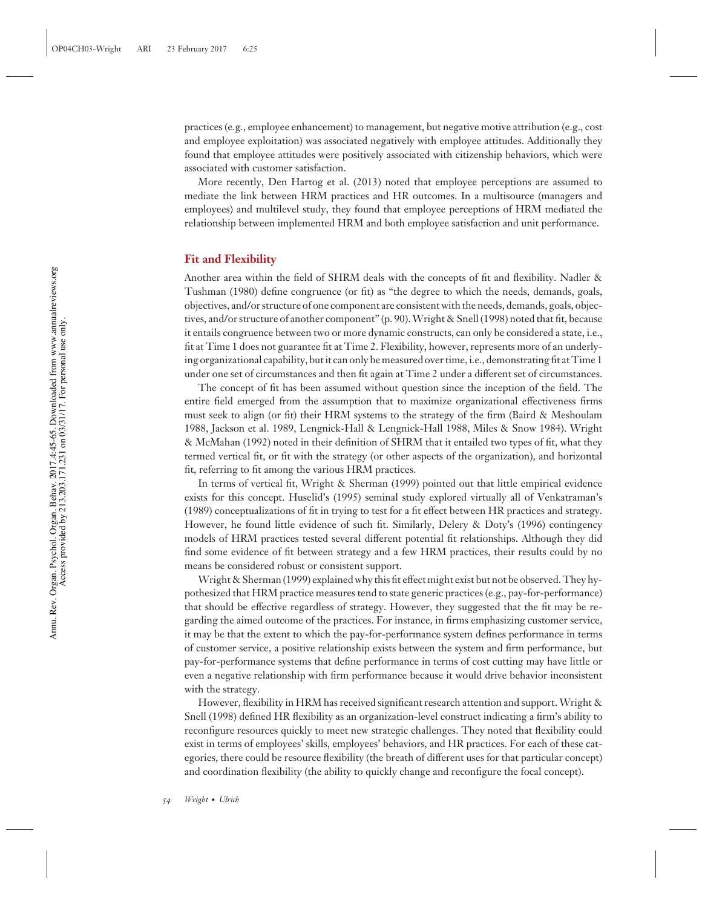practices (e.g., employee enhancement) to management, but negative motive attribution (e.g., cost and employee exploitation) was associated negatively with employee attitudes. Additionally they found that employee attitudes were positively associated with citizenship behaviors, which were associated with customer satisfaction.

More recently, Den Hartog et al. (2013) noted that employee perceptions are assumed to mediate the link between HRM practices and HR outcomes. In a multisource (managers and employees) and multilevel study, they found that employee perceptions of HRM mediated the relationship between implemented HRM and both employee satisfaction and unit performance.

## Fit and Flexibility

Another area within the field of SHRM deals with the concepts of fit and flexibility. Nadler & Tushman (1980) define congruence (or fit) as "the degree to which the needs, demands, goals, objectives, and/or structure of one component are consistent with the needs, demands, goals, objectives, and/or structure of another component" (p. 90). Wright & Snell (1998) noted that fit, because it entails congruence between two or more dynamic constructs, can only be considered a state, i.e., fit at Time 1 does not guarantee fit at Time 2. Flexibility, however, represents more of an underlying organizational capability, but it can only be measured over time, i.e., demonstrating fit at Time 1 under one set of circumstances and then fit again at Time 2 under a different set of circumstances.

The concept of fit has been assumed without question since the inception of the field. The entire field emerged from the assumption that to maximize organizational effectiveness firms must seek to align (or fit) their HRM systems to the strategy of the firm (Baird & Meshoulam 1988, Jackson et al. 1989, Lengnick-Hall & Lengnick-Hall 1988, Miles & Snow 1984). Wright & McMahan (1992) noted in their definition of SHRM that it entailed two types of fit, what they termed vertical fit, or fit with the strategy (or other aspects of the organization), and horizontal fit, referring to fit among the various HRM practices.

In terms of vertical fit, Wright & Sherman (1999) pointed out that little empirical evidence exists for this concept. Huselid's (1995) seminal study explored virtually all of Venkatraman's (1989) conceptualizations of fit in trying to test for a fit effect between HR practices and strategy. However, he found little evidence of such fit. Similarly, Delery & Doty's (1996) contingency models of HRM practices tested several different potential fit relationships. Although they did find some evidence of fit between strategy and a few HRM practices, their results could by no means be considered robust or consistent support.

Wright & Sherman (1999) explained why this fit effect might exist but not be observed. They hypothesized that HRM practice measures tend to state generic practices (e.g., pay-for-performance) that should be effective regardless of strategy. However, they suggested that the fit may be regarding the aimed outcome of the practices. For instance, in firms emphasizing customer service, it may be that the extent to which the pay-for-performance system defines performance in terms of customer service, a positive relationship exists between the system and firm performance, but pay-for-performance systems that define performance in terms of cost cutting may have little or even a negative relationship with firm performance because it would drive behavior inconsistent with the strategy.

However, flexibility in HRM has received significant research attention and support. Wright & Snell (1998) defined HR flexibility as an organization-level construct indicating a firm's ability to reconfigure resources quickly to meet new strategic challenges. They noted that flexibility could exist in terms of employees' skills, employees' behaviors, and HR practices. For each of these categories, there could be resource flexibility (the breath of different uses for that particular concept) and coordination flexibility (the ability to quickly change and reconfigure the focal concept).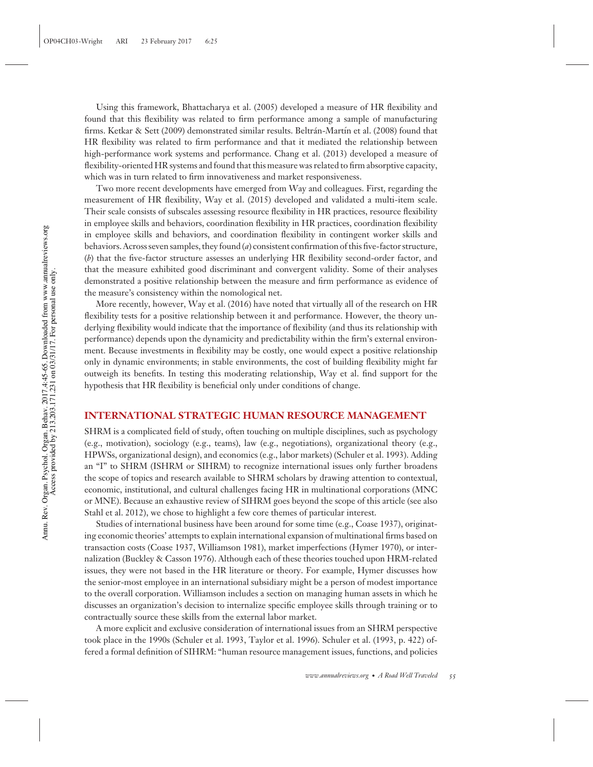Using this framework, Bhattacharya et al. (2005) developed a measure of HR flexibility and found that this flexibility was related to firm performance among a sample of manufacturing firms. Ketkar & Sett (2009) demonstrated similar results. Beltrán-Martín et al. (2008) found that HR flexibility was related to firm performance and that it mediated the relationship between high-performance work systems and performance. Chang et al. (2013) developed a measure of flexibility-oriented HR systems and found that this measure was related to firm absorptive capacity, which was in turn related to firm innovativeness and market responsiveness.

Two more recent developments have emerged from Way and colleagues. First, regarding the measurement of HR flexibility, Way et al. (2015) developed and validated a multi-item scale. Their scale consists of subscales assessing resource flexibility in HR practices, resource flexibility in employee skills and behaviors, coordination flexibility in HR practices, coordination flexibility in employee skills and behaviors, and coordination flexibility in contingent worker skills and behaviors. Across seven samples, they found (*a*) consistent confirmation of this five-factor structure, (*b*) that the five-factor structure assesses an underlying HR flexibility second-order factor, and that the measure exhibited good discriminant and convergent validity. Some of their analyses demonstrated a positive relationship between the measure and firm performance as evidence of the measure's consistency within the nomological net.

More recently, however, Way et al. (2016) have noted that virtually all of the research on HR flexibility tests for a positive relationship between it and performance. However, the theory underlying flexibility would indicate that the importance of flexibility (and thus its relationship with performance) depends upon the dynamicity and predictability within the firm's external environment. Because investments in flexibility may be costly, one would expect a positive relationship only in dynamic environments; in stable environments, the cost of building flexibility might far outweigh its benefits. In testing this moderating relationship, Way et al. find support for the hypothesis that HR flexibility is beneficial only under conditions of change.

## INTERNATIONAL STRATEGIC HUMAN RESOURCE MANAGEMENT

SHRM is a complicated field of study, often touching on multiple disciplines, such as psychology (e.g., motivation), sociology (e.g., teams), law (e.g., negotiations), organizational theory (e.g., HPWSs, organizational design), and economics (e.g., labor markets) (Schuler et al. 1993). Adding an "I" to SHRM (ISHRM or SIHRM) to recognize international issues only further broadens the scope of topics and research available to SHRM scholars by drawing attention to contextual, economic, institutional, and cultural challenges facing HR in multinational corporations (MNC or MNE). Because an exhaustive review of SIHRM goes beyond the scope of this article (see also Stahl et al. 2012), we chose to highlight a few core themes of particular interest.

Studies of international business have been around for some time (e.g., Coase 1937), originating economic theories' attempts to explain international expansion of multinational firms based on transaction costs (Coase 1937, Williamson 1981), market imperfections (Hymer 1970), or internalization (Buckley & Casson 1976). Although each of these theories touched upon HRM-related issues, they were not based in the HR literature or theory. For example, Hymer discusses how the senior-most employee in an international subsidiary might be a person of modest importance to the overall corporation. Williamson includes a section on managing human assets in which he discusses an organization's decision to internalize specific employee skills through training or to contractually source these skills from the external labor market.

A more explicit and exclusive consideration of international issues from an SHRM perspective took place in the 1990s (Schuler et al. 1993, Taylor et al. 1996). Schuler et al. (1993, p. 422) offered a formal definition of SIHRM: "human resource management issues, functions, and policies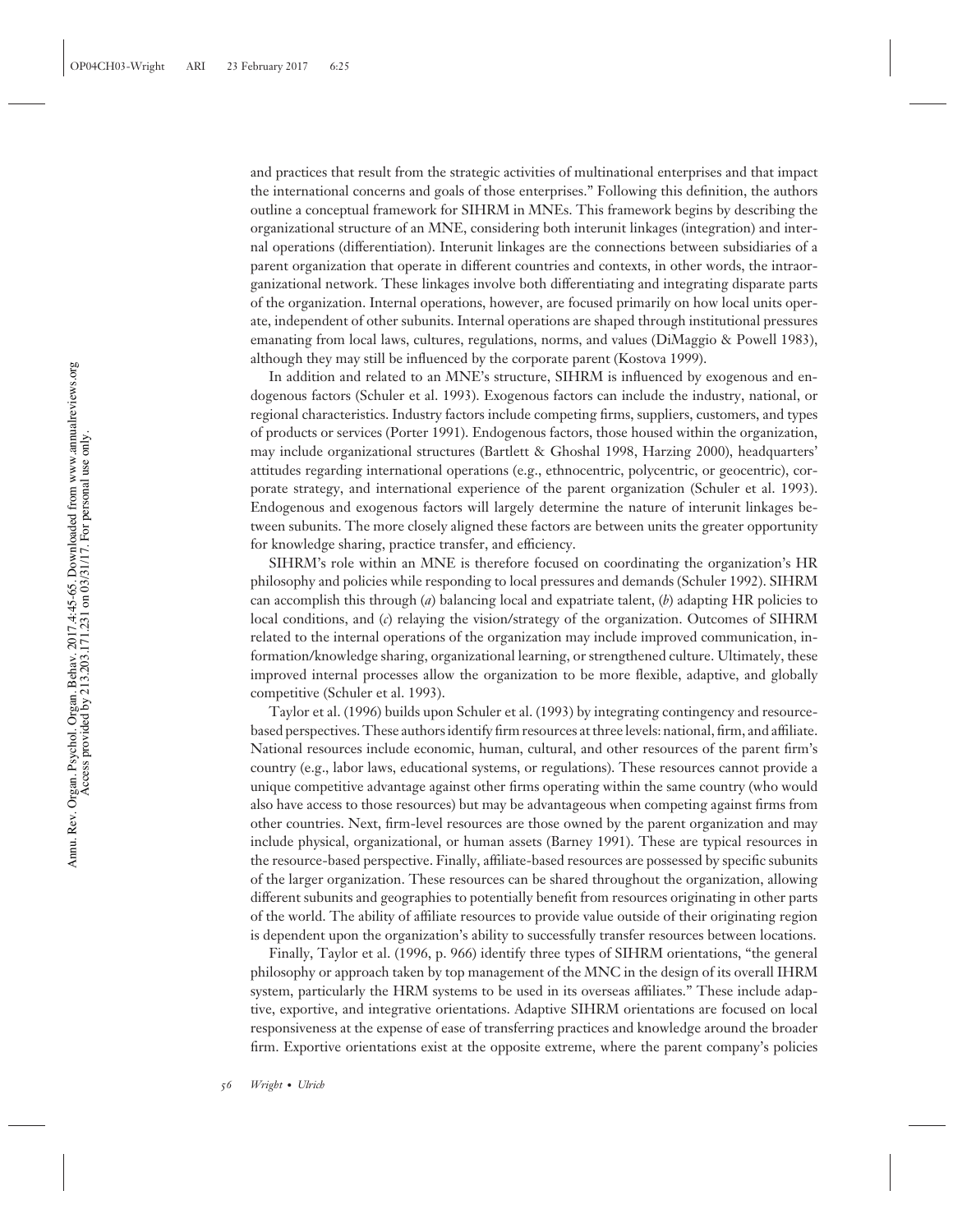and practices that result from the strategic activities of multinational enterprises and that impact the international concerns and goals of those enterprises." Following this definition, the authors outline a conceptual framework for SIHRM in MNEs. This framework begins by describing the organizational structure of an MNE, considering both interunit linkages (integration) and internal operations (differentiation). Interunit linkages are the connections between subsidiaries of a parent organization that operate in different countries and contexts, in other words, the intraorganizational network. These linkages involve both differentiating and integrating disparate parts of the organization. Internal operations, however, are focused primarily on how local units operate, independent of other subunits. Internal operations are shaped through institutional pressures emanating from local laws, cultures, regulations, norms, and values (DiMaggio & Powell 1983), although they may still be influenced by the corporate parent (Kostova 1999).

In addition and related to an MNE's structure, SIHRM is influenced by exogenous and endogenous factors (Schuler et al. 1993). Exogenous factors can include the industry, national, or regional characteristics. Industry factors include competing firms, suppliers, customers, and types of products or services (Porter 1991). Endogenous factors, those housed within the organization, may include organizational structures (Bartlett & Ghoshal 1998, Harzing 2000), headquarters' attitudes regarding international operations (e.g., ethnocentric, polycentric, or geocentric), corporate strategy, and international experience of the parent organization (Schuler et al. 1993). Endogenous and exogenous factors will largely determine the nature of interunit linkages between subunits. The more closely aligned these factors are between units the greater opportunity for knowledge sharing, practice transfer, and efficiency.

SIHRM's role within an MNE is therefore focused on coordinating the organization's HR philosophy and policies while responding to local pressures and demands (Schuler 1992). SIHRM can accomplish this through (*a*) balancing local and expatriate talent, (*b*) adapting HR policies to local conditions, and (*c*) relaying the vision/strategy of the organization. Outcomes of SIHRM related to the internal operations of the organization may include improved communication, information/knowledge sharing, organizational learning, or strengthened culture. Ultimately, these improved internal processes allow the organization to be more flexible, adaptive, and globally competitive (Schuler et al. 1993).

Taylor et al. (1996) builds upon Schuler et al. (1993) by integrating contingency and resource-based perspectives. These authors identify firm resources at three levels: national, firm, and affiliate. National resources include economic, human, cultural, and other resources of the parent firm's country (e.g., labor laws, educational systems, or regulations). These resources cannot provide a unique competitive advantage against other firms operating within the same country (who would also have access to those resources) but may be advantageous when competing against firms from other countries. Next, firm-level resources are those owned by the parent organization and may include physical, organizational, or human assets (Barney 1991). These are typical resources in the resource-based perspective. Finally, affiliate-based resources are possessed by specific subunits of the larger organization. These resources can be shared throughout the organization, allowing different subunits and geographies to potentially benefit from resources originating in other parts of the world. The ability of affiliate resources to provide value outside of their originating region is dependent upon the organization's ability to successfully transfer resources between locations.

Finally, Taylor et al. (1996, p. 966) identify three types of SIHRM orientations, "the general philosophy or approach taken by top management of the MNC in the design of its overall IHRM system, particularly the HRM systems to be used in its overseas affiliates." These include adaptive, exportive, and integrative orientations. Adaptive SIHRM orientations are focused on local responsiveness at the expense of ease of transferring practices and knowledge around the broader firm. Exportive orientations exist at the opposite extreme, where the parent company's policies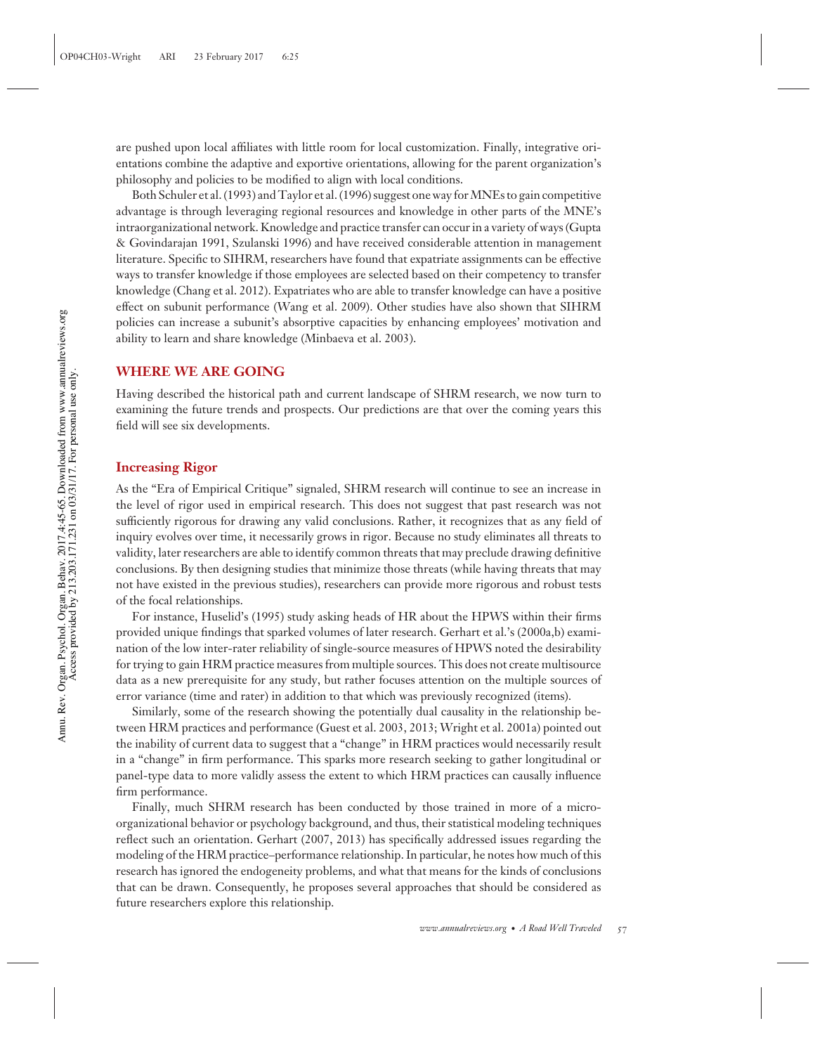are pushed upon local affiliates with little room for local customization. Finally, integrative orientations combine the adaptive and exportive orientations, allowing for the parent organization's philosophy and policies to be modified to align with local conditions.

Both Schuler et al. (1993) and Taylor et al. (1996) suggest one way for MNEs to gain competitive advantage is through leveraging regional resources and knowledge in other parts of the MNE's intraorganizational network. Knowledge and practice transfer can occur in a variety of ways (Gupta & Govindarajan 1991, Szulanski 1996) and have received considerable attention in management literature. Specific to SIHRM, researchers have found that expatriate assignments can be effective ways to transfer knowledge if those employees are selected based on their competency to transfer knowledge (Chang et al. 2012). Expatriates who are able to transfer knowledge can have a positive effect on subunit performance (Wang et al. 2009). Other studies have also shown that SIHRM policies can increase a subunit's absorptive capacities by enhancing employees' motivation and ability to learn and share knowledge (Minbaeva et al. 2003).

## WHERE WE ARE GOING

Having described the historical path and current landscape of SHRM research, we now turn to examining the future trends and prospects. Our predictions are that over the coming years this field will see six developments.

### Increasing Rigor

As the "Era of Empirical Critique" signaled, SHRM research will continue to see an increase in the level of rigor used in empirical research. This does not suggest that past research was not sufficiently rigorous for drawing any valid conclusions. Rather, it recognizes that as any field of inquiry evolves over time, it necessarily grows in rigor. Because no study eliminates all threats to validity, later researchers are able to identify common threats that may preclude drawing definitive conclusions. By then designing studies that minimize those threats (while having threats that may not have existed in the previous studies), researchers can provide more rigorous and robust tests of the focal relationships.

For instance, Huselid's (1995) study asking heads of HR about the HPWS within their firms provided unique findings that sparked volumes of later research. Gerhart et al.'s (2000a,b) examination of the low inter-rater reliability of single-source measures of HPWS noted the desirability for trying to gain HRM practice measures from multiple sources. This does not create multisource data as a new prerequisite for any study, but rather focuses attention on the multiple sources of error variance (time and rater) in addition to that which was previously recognized (items).

Similarly, some of the research showing the potentially dual causality in the relationship between HRM practices and performance (Guest et al. 2003, 2013; Wright et al. 2001a) pointed out the inability of current data to suggest that a "change" in HRM practices would necessarily result in a "change" in firm performance. This sparks more research seeking to gather longitudinal or panel-type data to more validly assess the extent to which HRM practices can causally influence firm performance.

Finally, much SHRM research has been conducted by those trained in more of a micro-organizational behavior or psychology background, and thus, their statistical modeling techniques reflect such an orientation. Gerhart (2007, 2013) has specifically addressed issues regarding the modeling of the HRM practice–performance relationship. In particular, he notes how much of this research has ignored the endogeneity problems, and what that means for the kinds of conclusions that can be drawn. Consequently, he proposes several approaches that should be considered as future researchers explore this relationship.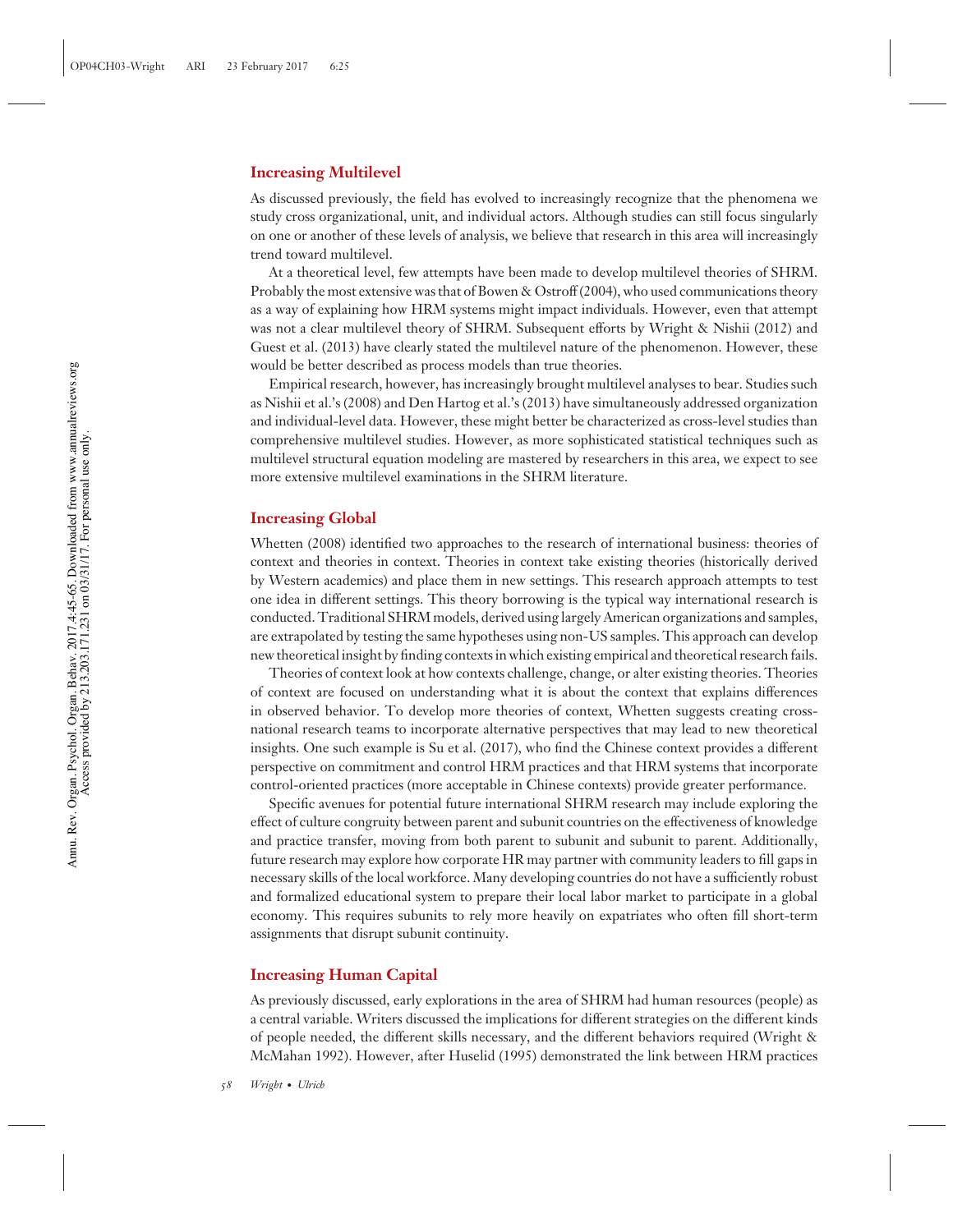## Increasing Multilevel

As discussed previously, the field has evolved to increasingly recognize that the phenomena we study cross organizational, unit, and individual actors. Although studies can still focus singularly on one or another of these levels of analysis, we believe that research in this area will increasingly trend toward multilevel.

At a theoretical level, few attempts have been made to develop multilevel theories of SHRM. Probably the most extensive was that of Bowen & Ostroff (2004), who used communications theory as a way of explaining how HRM systems might impact individuals. However, even that attempt was not a clear multilevel theory of SHRM. Subsequent efforts by Wright & Nishii (2012) and Guest et al. (2013) have clearly stated the multilevel nature of the phenomenon. However, these would be better described as process models than true theories.

Empirical research, however, has increasingly brought multilevel analyses to bear. Studies such as Nishii et al.'s (2008) and Den Hartog et al.'s (2013) have simultaneously addressed organization and individual-level data. However, these might better be characterized as cross-level studies than comprehensive multilevel studies. However, as more sophisticated statistical techniques such as multilevel structural equation modeling are mastered by researchers in this area, we expect to see more extensive multilevel examinations in the SHRM literature.

## Increasing Global

Whetten (2008) identified two approaches to the research of international business: theories of context and theories in context. Theories in context take existing theories (historically derived by Western academics) and place them in new settings. This research approach attempts to test one idea in different settings. This theory borrowing is the typical way international research is conducted. Traditional SHRM models, derived using largely American organizations and samples, are extrapolated by testing the same hypotheses using non-US samples. This approach can develop new theoretical insight by finding contexts in which existing empirical and theoretical research fails.

Theories of context look at how contexts challenge, change, or alter existing theories. Theories of context are focused on understanding what it is about the context that explains differences in observed behavior. To develop more theories of context, Whetten suggests creating cross-national research teams to incorporate alternative perspectives that may lead to new theoretical insights. One such example is Su et al. (2017), who find the Chinese context provides a different perspective on commitment and control HRM practices and that HRM systems that incorporate control-oriented practices (more acceptable in Chinese contexts) provide greater performance.

Specific avenues for potential future international SHRM research may include exploring the effect of culture congruity between parent and subunit countries on the effectiveness of knowledge and practice transfer, moving from both parent to subunit and subunit to parent. Additionally, future research may explore how corporate HR may partner with community leaders to fill gaps in necessary skills of the local workforce. Many developing countries do not have a sufficiently robust and formalized educational system to prepare their local labor market to participate in a global economy. This requires subunits to rely more heavily on expatriates who often fill short-term assignments that disrupt subunit continuity.

## Increasing Human Capital

As previously discussed, early explorations in the area of SHRM had human resources (people) as a central variable. Writers discussed the implications for different strategies on the different kinds of people needed, the different skills necessary, and the different behaviors required (Wright & McMahan 1992). However, after Huselid (1995) demonstrated the link between HRM practices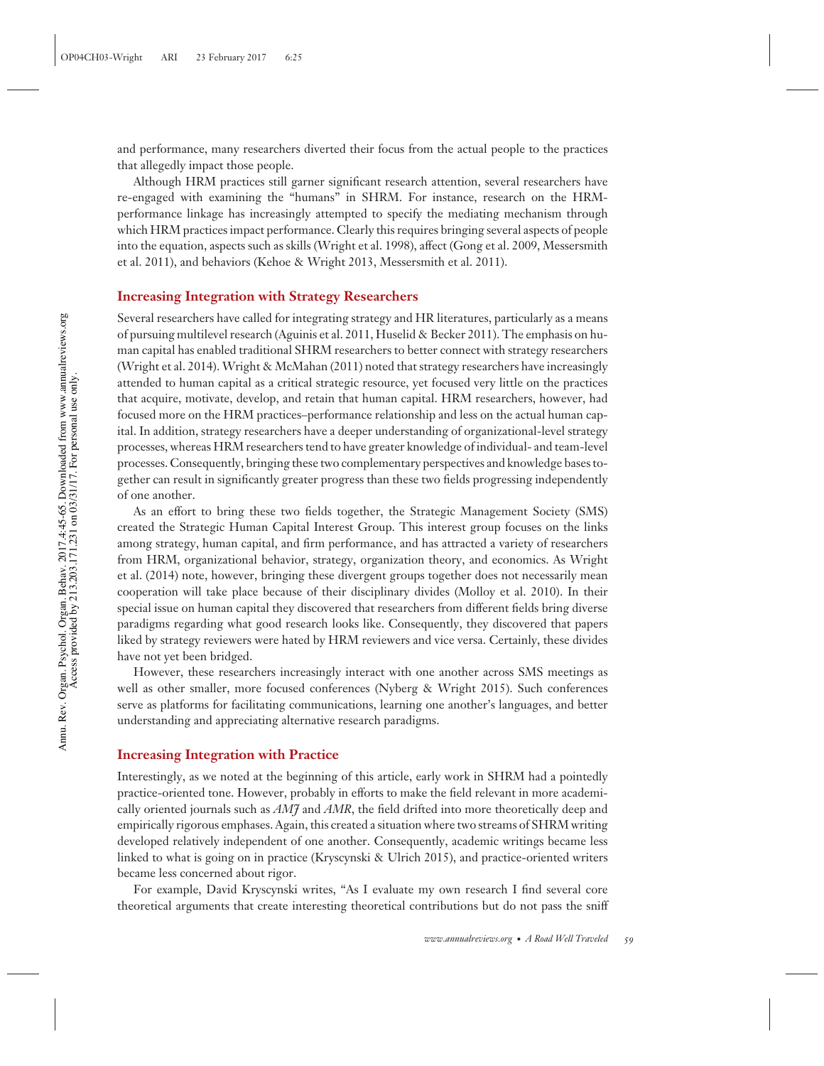and performance, many researchers diverted their focus from the actual people to the practices that allegedly impact those people.

Although HRM practices still garner significant research attention, several researchers have re-engaged with examining the "humans" in SHRM. For instance, research on the HRM-performance linkage has increasingly attempted to specify the mediating mechanism through which HRM practices impact performance. Clearly this requires bringing several aspects of people into the equation, aspects such as skills (Wright et al. 1998), affect (Gong et al. 2009, Messersmith et al. 2011), and behaviors (Kehoe & Wright 2013, Messersmith et al. 2011).

## Increasing Integration with Strategy Researchers

Several researchers have called for integrating strategy and HR literatures, particularly as a means of pursuing multilevel research (Aguinis et al. 2011, Huselid & Becker 2011). The emphasis on human capital has enabled traditional SHRM researchers to better connect with strategy researchers (Wright et al. 2014). Wright & McMahan (2011) noted that strategy researchers have increasingly attended to human capital as a critical strategic resource, yet focused very little on the practices that acquire, motivate, develop, and retain that human capital. HRM researchers, however, had focused more on the HRM practices–performance relationship and less on the actual human capital. In addition, strategy researchers have a deeper understanding of organizational-level strategy processes, whereas HRM researchers tend to have greater knowledge of individual- and team-level processes. Consequently, bringing these two complementary perspectives and knowledge bases together can result in significantly greater progress than these two fields progressing independently of one another.

As an effort to bring these two fields together, the Strategic Management Society (SMS) created the Strategic Human Capital Interest Group. This interest group focuses on the links among strategy, human capital, and firm performance, and has attracted a variety of researchers from HRM, organizational behavior, strategy, organization theory, and economics. As Wright et al. (2014) note, however, bringing these divergent groups together does not necessarily mean cooperation will take place because of their disciplinary divides (Molloy et al. 2010). In their special issue on human capital they discovered that researchers from different fields bring diverse paradigms regarding what good research looks like. Consequently, they discovered that papers liked by strategy reviewers were hated by HRM reviewers and vice versa. Certainly, these divides have not yet been bridged.

However, these researchers increasingly interact with one another across SMS meetings as well as other smaller, more focused conferences (Nyberg & Wright 2015). Such conferences serve as platforms for facilitating communications, learning one another's languages, and better understanding and appreciating alternative research paradigms.

## Increasing Integration with Practice

Interestingly, as we noted at the beginning of this article, early work in SHRM had a pointedly practice-oriented tone. However, probably in efforts to make the field relevant in more academically oriented journals such as *AMJ* and *AMR*, the field drifted into more theoretically deep and empirically rigorous emphases. Again, this created a situation where two streams of SHRM writing developed relatively independent of one another. Consequently, academic writings became less linked to what is going on in practice (Kryscynski & Ulrich 2015), and practice-oriented writers became less concerned about rigor.

For example, David Kryscynski writes, "As I evaluate my own research I find several core theoretical arguments that create interesting theoretical contributions but do not pass the sniff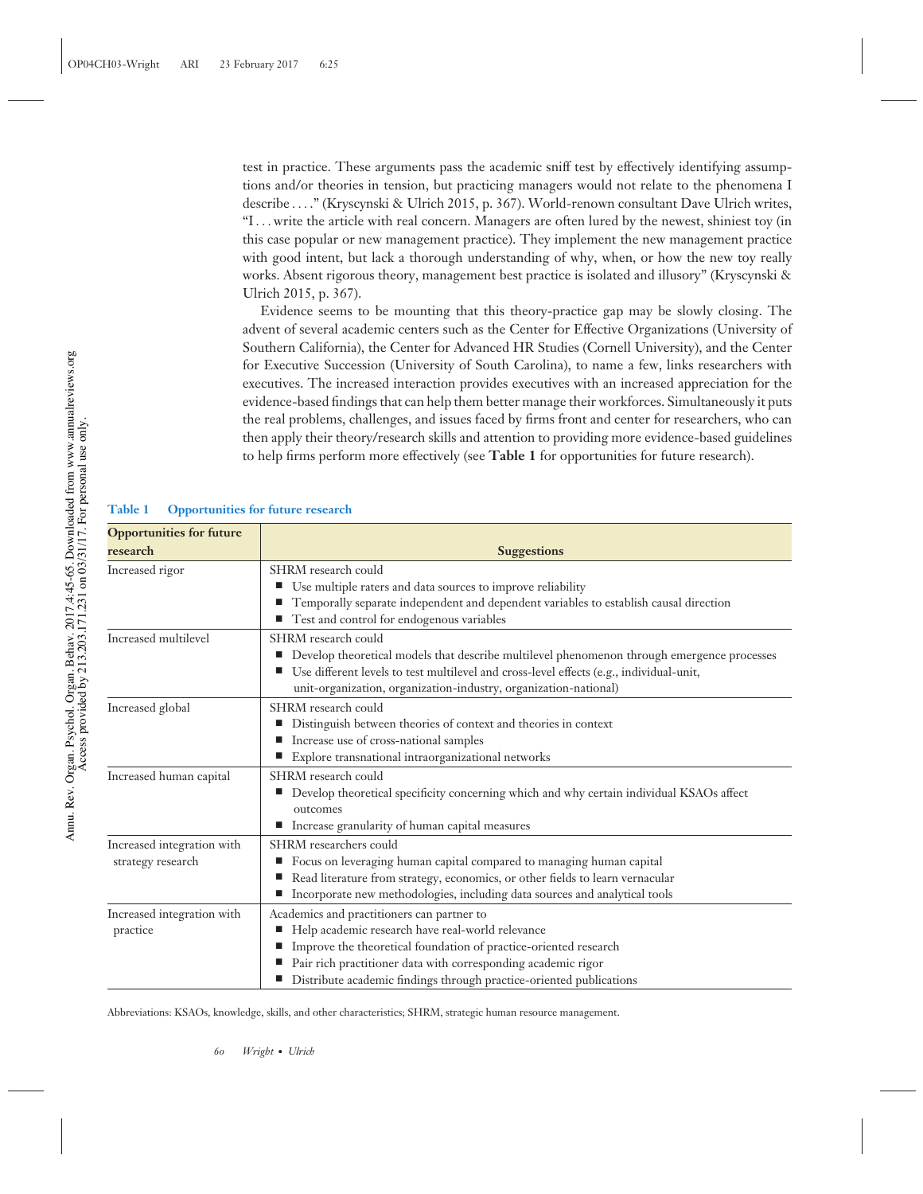test in practice. These arguments pass the academic sniff test by effectively identifying assumptions and/or theories in tension, but practicing managers would not relate to the phenomena I describe . . . ." (Kryscynski & Ulrich 2015, p. 367). World-renown consultant Dave Ulrich writes, "I . . . write the article with real concern. Managers are often lured by the newest, shiniest toy (in this case popular or new management practice). They implement the new management practice with good intent, but lack a thorough understanding of why, when, or how the new toy really works. Absent rigorous theory, management best practice is isolated and illusory" (Kryscynski & Ulrich 2015, p. 367).

Evidence seems to be mounting that this theory-practice gap may be slowly closing. The advent of several academic centers such as the Center for Effective Organizations (University of Southern California), the Center for Advanced HR Studies (Cornell University), and the Center for Executive Succession (University of South Carolina), to name a few, links researchers with executives. The increased interaction provides executives with an increased appreciation for the evidence-based findings that can help them better manage their workforces. Simultaneously it puts the real problems, challenges, and issues faced by firms front and center for researchers, who can then apply their theory/research skills and attention to providing more evidence-based guidelines to help firms perform more effectively (see **Table 1** for opportunities for future research).

**Table 1 Opportunities for future research**

| Opportunities for future research | Suggestions |
|---|---|
| Increased rigor | SHRM research could<br>■ Use multiple raters and data sources to improve reliability<br>■ Temporally separate independent and dependent variables to establish causal direction<br>■ Test and control for endogenous variables |
| Increased multilevel | SHRM research could<br>■ Develop theoretical models that describe multilevel phenomenon through emergence processes<br>■ Use different levels to test multilevel and cross-level effects (e.g., individual-unit, unit-organization, organization-industry, organization-national) |
| Increased global | SHRM research could<br>■ Distinguish between theories of context and theories in context<br>■ Increase use of cross-national samples<br>■ Explore transnational intraorganizational networks |
| Increased human capital | SHRM research could<br>■ Develop theoretical specificity concerning which and why certain individual KSAOs affect outcomes<br>■ Increase granularity of human capital measures |
| Increased integration with strategy research | SHRM researchers could<br>■ Focus on leveraging human capital compared to managing human capital<br>■ Read literature from strategy, economics, or other fields to learn vernacular<br>■ Incorporate new methodologies, including data sources and analytical tools |
| Increased integration with practice | Academics and practitioners can partner to<br>■ Help academic research have real-world relevance<br>■ Improve the theoretical foundation of practice-oriented research<br>■ Pair rich practitioner data with corresponding academic rigor<br>■ Distribute academic findings through practice-oriented publications |

Abbreviations: KSAOs, knowledge, skills, and other characteristics; SHRM, strategic human resource management.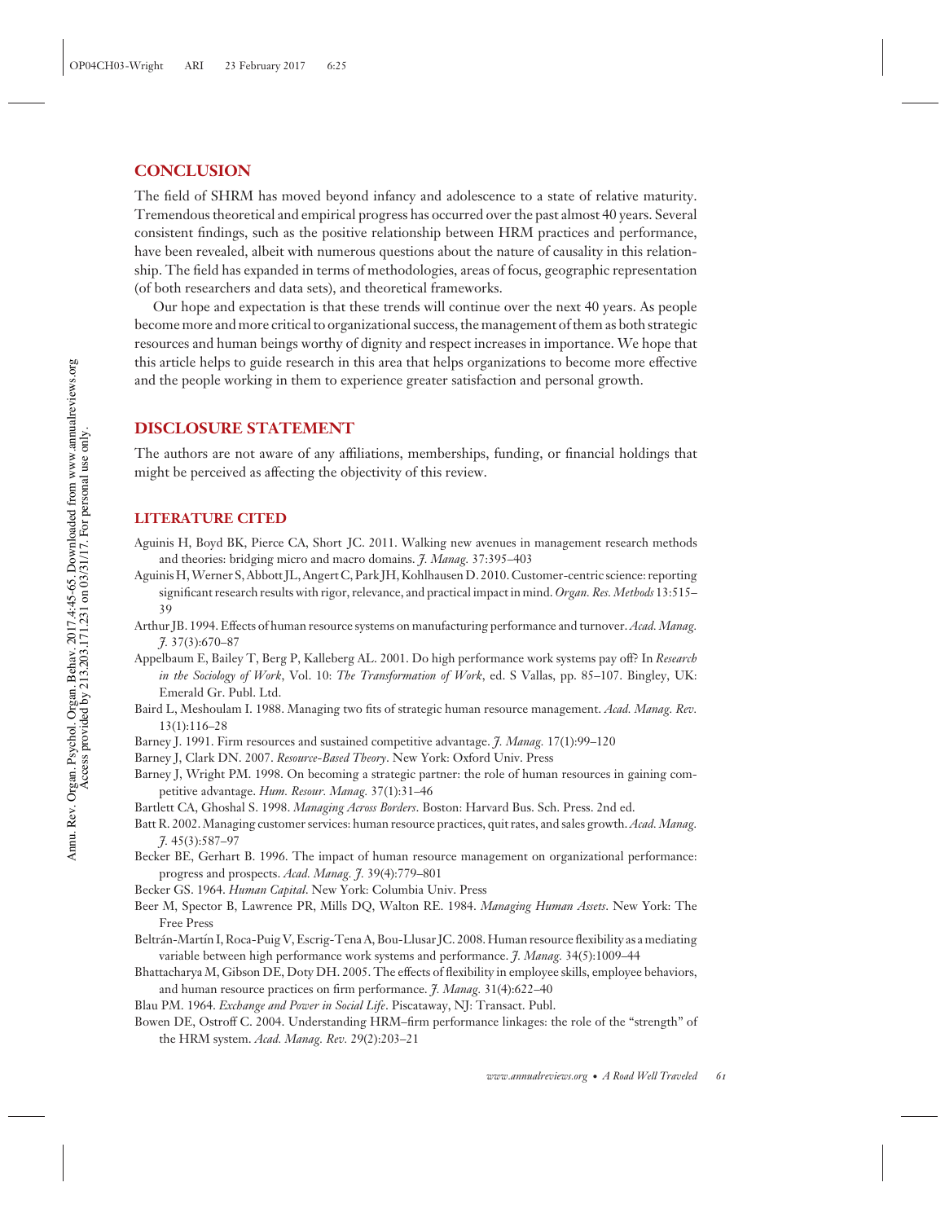## CONCLUSION

The field of SHRM has moved beyond infancy and adolescence to a state of relative maturity. Tremendous theoretical and empirical progress has occurred over the past almost 40 years. Several consistent findings, such as the positive relationship between HRM practices and performance, have been revealed, albeit with numerous questions about the nature of causality in this relationship. The field has expanded in terms of methodologies, areas of focus, geographic representation (of both researchers and data sets), and theoretical frameworks.

Our hope and expectation is that these trends will continue over the next 40 years. As people become more and more critical to organizational success, the management of them as both strategic resources and human beings worthy of dignity and respect increases in importance. We hope that this article helps to guide research in this area that helps organizations to become more effective and the people working in them to experience greater satisfaction and personal growth.

## DISCLOSURE STATEMENT

The authors are not aware of any affiliations, memberships, funding, or financial holdings that might be perceived as affecting the objectivity of this review.

## LITERATURE CITED

Aguinis H, Boyd BK, Pierce CA, Short JC. 2011. Walking new avenues in management research methods and theories: bridging micro and macro domains. *J. Manag.* 37:395–403

Aguinis H, Werner S, Abbott JL, Angert C, Park JH, Kohlhausen D. 2010. Customer-centric science: reporting significant research results with rigor, relevance, and practical impact in mind. *Organ. Res. Methods* 13:515–39

Arthur JB. 1994. Effects of human resource systems on manufacturing performance and turnover. *Acad. Manag. J.* 37(3):670–87

Appelbaum E, Bailey T, Berg P, Kalleberg AL. 2001. Do high performance work systems pay off? In *Research in the Sociology of Work*, Vol. 10: *The Transformation of Work*, ed. S Vallas, pp. 85–107. Bingley, UK: Emerald Gr. Publ. Ltd.

Baird L, Meshoulam I. 1988. Managing two fits of strategic human resource management. *Acad. Manag. Rev.* 13(1):116–28

Barney J. 1991. Firm resources and sustained competitive advantage. *J. Manag.* 17(1):99–120

Barney J, Clark DN. 2007. *Resource-Based Theory*. New York: Oxford Univ. Press

Barney J, Wright PM. 1998. On becoming a strategic partner: the role of human resources in gaining competitive advantage. *Hum. Resour. Manag.* 37(1):31–46

Bartlett CA, Ghoshal S. 1998. *Managing Across Borders*. Boston: Harvard Bus. Sch. Press. 2nd ed.

Batt R. 2002. Managing customer services: human resource practices, quit rates, and sales growth. *Acad. Manag. J.* 45(3):587–97

Becker BE, Gerhart B. 1996. The impact of human resource management on organizational performance: progress and prospects. *Acad. Manag. J.* 39(4):779–801

Becker GS. 1964. *Human Capital*. New York: Columbia Univ. Press

Beer M, Spector B, Lawrence PR, Mills DQ, Walton RE. 1984. *Managing Human Assets*. New York: The Free Press

Beltrán-Martín I, Roca-Puig V, Escrig-Tena A, Bou-Llusar JC. 2008. Human resource flexibility as a mediating variable between high performance work systems and performance. *J. Manag.* 34(5):1009–44

Bhattacharya M, Gibson DE, Doty DH. 2005. The effects of flexibility in employee skills, employee behaviors, and human resource practices on firm performance. *J. Manag.* 31(4):622–40

Blau PM. 1964. *Exchange and Power in Social Life*. Piscataway, NJ: Transact. Publ.

Bowen DE, Ostroff C. 2004. Understanding HRM–firm performance linkages: the role of the "strength" of the HRM system. *Acad. Manag. Rev.* 29(2):203–21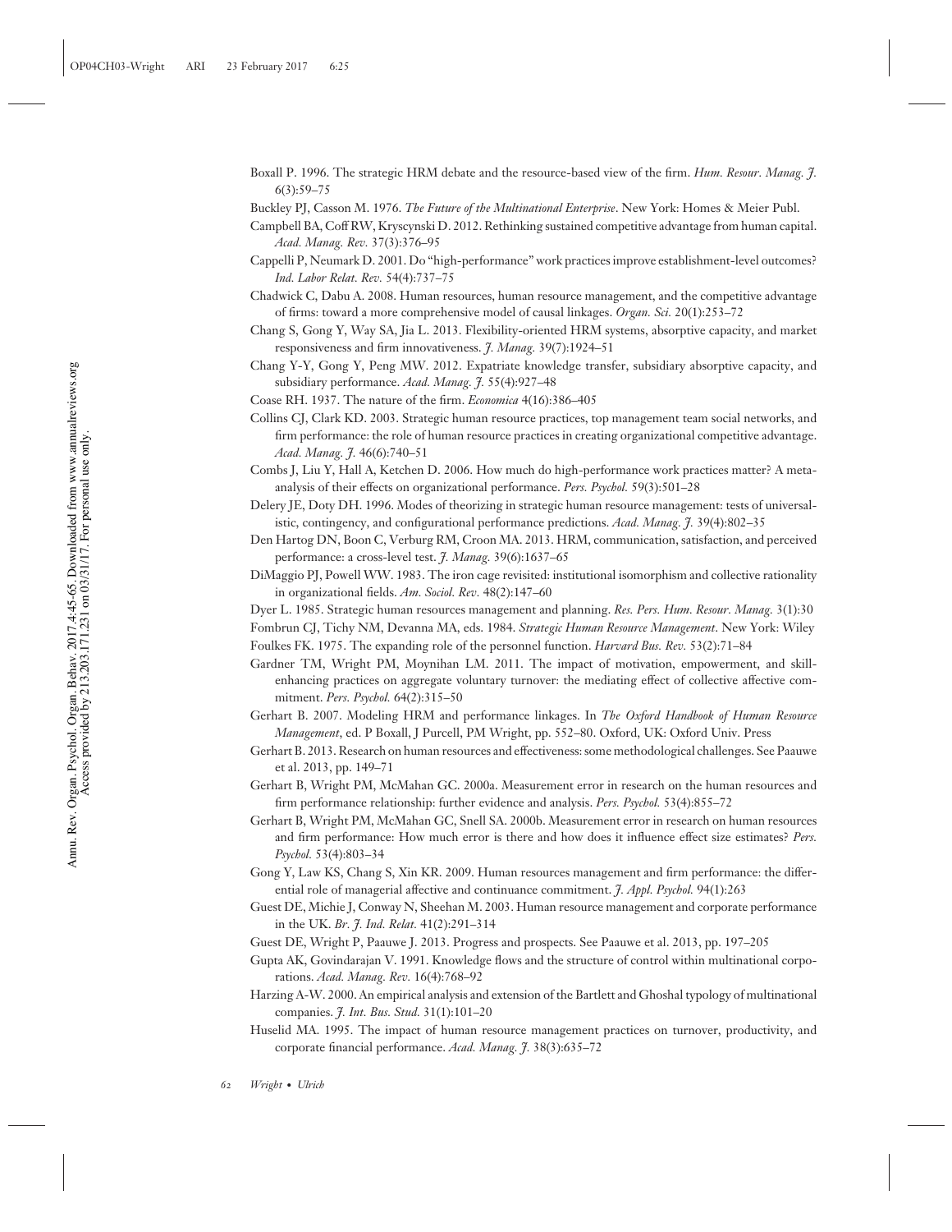Boxall P. 1996. The strategic HRM debate and the resource-based view of the firm. *Hum. Resour. Manag. J.* 6(3):59–75

Buckley PJ, Casson M. 1976. *The Future of the Multinational Enterprise*. New York: Homes & Meier Publ.

Campbell BA, Coff RW, Kryscynski D. 2012. Rethinking sustained competitive advantage from human capital. *Acad. Manag. Rev.* 37(3):376–95

Cappelli P, Neumark D. 2001. Do "high-performance" work practices improve establishment-level outcomes? *Ind. Labor Relat. Rev.* 54(4):737–75

Chadwick C, Dabu A. 2008. Human resources, human resource management, and the competitive advantage of firms: toward a more comprehensive model of causal linkages. *Organ. Sci.* 20(1):253–72

Chang S, Gong Y, Way SA, Jia L. 2013. Flexibility-oriented HRM systems, absorptive capacity, and market responsiveness and firm innovativeness. *J. Manag.* 39(7):1924–51

Chang Y-Y, Gong Y, Peng MW. 2012. Expatriate knowledge transfer, subsidiary absorptive capacity, and subsidiary performance. *Acad. Manag. J.* 55(4):927–48

Coase RH. 1937. The nature of the firm. *Economica* 4(16):386–405

Collins CJ, Clark KD. 2003. Strategic human resource practices, top management team social networks, and firm performance: the role of human resource practices in creating organizational competitive advantage. *Acad. Manag. J.* 46(6):740–51

Combs J, Liu Y, Hall A, Ketchen D. 2006. How much do high-performance work practices matter? A meta-analysis of their effects on organizational performance. *Pers. Psychol.* 59(3):501–28

Delery JE, Doty DH. 1996. Modes of theorizing in strategic human resource management: tests of universalistic, contingency, and configurational performance predictions. *Acad. Manag. J.* 39(4):802–35

Den Hartog DN, Boon C, Verburg RM, Croon MA. 2013. HRM, communication, satisfaction, and perceived performance: a cross-level test. *J. Manag.* 39(6):1637–65

DiMaggio PJ, Powell WW. 1983. The iron cage revisited: institutional isomorphism and collective rationality in organizational fields. *Am. Sociol. Rev.* 48(2):147–60

Dyer L. 1985. Strategic human resources management and planning. *Res. Pers. Hum. Resour. Manag.* 3(1):30

Fombrun CJ, Tichy NM, Devanna MA, eds. 1984. *Strategic Human Resource Management*. New York: Wiley

Foulkes FK. 1975. The expanding role of the personnel function. *Harvard Bus. Rev.* 53(2):71–84

Gardner TM, Wright PM, Moynihan LM. 2011. The impact of motivation, empowerment, and skill-enhancing practices on aggregate voluntary turnover: the mediating effect of collective affective commitment. *Pers. Psychol.* 64(2):315–50

Gerhart B. 2007. Modeling HRM and performance linkages. In *The Oxford Handbook of Human Resource Management*, ed. P Boxall, J Purcell, PM Wright, pp. 552–80. Oxford, UK: Oxford Univ. Press

Gerhart B. 2013. Research on human resources and effectiveness: some methodological challenges. See Paauwe et al. 2013, pp. 149–71

Gerhart B, Wright PM, McMahan GC. 2000a. Measurement error in research on the human resources and firm performance relationship: further evidence and analysis. *Pers. Psychol.* 53(4):855–72

Gerhart B, Wright PM, McMahan GC, Snell SA. 2000b. Measurement error in research on human resources and firm performance: How much error is there and how does it influence effect size estimates? *Pers. Psychol.* 53(4):803–34

Gong Y, Law KS, Chang S, Xin KR. 2009. Human resources management and firm performance: the differential role of managerial affective and continuance commitment. *J. Appl. Psychol.* 94(1):263

Guest DE, Michie J, Conway N, Sheehan M. 2003. Human resource management and corporate performance in the UK. *Br. J. Ind. Relat.* 41(2):291–314

Guest DE, Wright P, Paauwe J. 2013. Progress and prospects. See Paauwe et al. 2013, pp. 197–205

Gupta AK, Govindarajan V. 1991. Knowledge flows and the structure of control within multinational corporations. *Acad. Manag. Rev.* 16(4):768–92

Harzing A-W. 2000. An empirical analysis and extension of the Bartlett and Ghoshal typology of multinational companies. *J. Int. Bus. Stud.* 31(1):101–20

Huselid MA. 1995. The impact of human resource management practices on turnover, productivity, and corporate financial performance. *Acad. Manag. J.* 38(3):635–72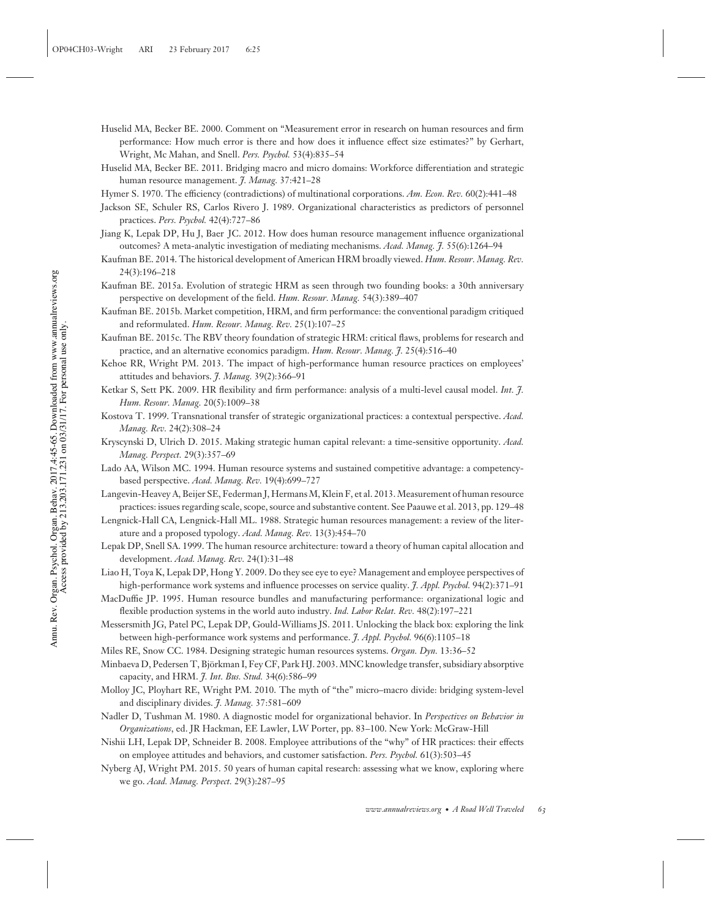Huselid MA, Becker BE. 2000. Comment on "Measurement error in research on human resources and firm performance: How much error is there and how does it influence effect size estimates?" by Gerhart, Wright, Mc Mahan, and Snell. *Pers. Psychol.* 53(4):835–54

Huselid MA, Becker BE. 2011. Bridging macro and micro domains: Workforce differentiation and strategic human resource management. *J. Manag.* 37:421–28

Hymer S. 1970. The efficiency (contradictions) of multinational corporations. *Am. Econ. Rev.* 60(2):441–48

Jackson SE, Schuler RS, Carlos Rivero J. 1989. Organizational characteristics as predictors of personnel practices. *Pers. Psychol.* 42(4):727–86

Jiang K, Lepak DP, Hu J, Baer JC. 2012. How does human resource management influence organizational outcomes? A meta-analytic investigation of mediating mechanisms. *Acad. Manag. J.* 55(6):1264–94

Kaufman BE. 2014. The historical development of American HRM broadly viewed. *Hum. Resour. Manag. Rev.* 24(3):196–218

Kaufman BE. 2015a. Evolution of strategic HRM as seen through two founding books: a 30th anniversary perspective on development of the field. *Hum. Resour. Manag.* 54(3):389–407

Kaufman BE. 2015b. Market competition, HRM, and firm performance: the conventional paradigm critiqued and reformulated. *Hum. Resour. Manag. Rev.* 25(1):107–25

Kaufman BE. 2015c. The RBV theory foundation of strategic HRM: critical flaws, problems for research and practice, and an alternative economics paradigm. *Hum. Resour. Manag. J.* 25(4):516–40

Kehoe RR, Wright PM. 2013. The impact of high-performance human resource practices on employees' attitudes and behaviors. *J. Manag.* 39(2):366–91

Ketkar S, Sett PK. 2009. HR flexibility and firm performance: analysis of a multi-level causal model. *Int. J. Hum. Resour. Manag.* 20(5):1009–38

Kostova T. 1999. Transnational transfer of strategic organizational practices: a contextual perspective. *Acad. Manag. Rev.* 24(2):308–24

Kryscynski D, Ulrich D. 2015. Making strategic human capital relevant: a time-sensitive opportunity. *Acad. Manag. Perspect.* 29(3):357–69

Lado AA, Wilson MC. 1994. Human resource systems and sustained competitive advantage: a competency-based perspective. *Acad. Manag. Rev.* 19(4):699–727

Langevin-Heavey A, Beijer SE, Federman J, Hermans M, Klein F, et al. 2013. Measurement of human resource practices: issues regarding scale, scope, source and substantive content. See Paauwe et al. 2013, pp. 129–48

Lengnick-Hall CA, Lengnick-Hall ML. 1988. Strategic human resources management: a review of the literature and a proposed typology. *Acad. Manag. Rev.* 13(3):454–70

Lepak DP, Snell SA. 1999. The human resource architecture: toward a theory of human capital allocation and development. *Acad. Manag. Rev.* 24(1):31–48

Liao H, Toya K, Lepak DP, Hong Y. 2009. Do they see eye to eye? Management and employee perspectives of high-performance work systems and influence processes on service quality. *J. Appl. Psychol.* 94(2):371–91

MacDuffie JP. 1995. Human resource bundles and manufacturing performance: organizational logic and flexible production systems in the world auto industry. *Ind. Labor Relat. Rev.* 48(2):197–221

Messersmith JG, Patel PC, Lepak DP, Gould-Williams JS. 2011. Unlocking the black box: exploring the link between high-performance work systems and performance. *J. Appl. Psychol.* 96(6):1105–18

Miles RE, Snow CC. 1984. Designing strategic human resources systems. *Organ. Dyn.* 13:36–52

Minbaeva D, Pedersen T, Björkman I, Fey CF, Park HJ. 2003. MNC knowledge transfer, subsidiary absorptive capacity, and HRM. *J. Int. Bus. Stud.* 34(6):586–99

Molloy JC, Ployhart RE, Wright PM. 2010. The myth of "the" micro–macro divide: bridging system-level and disciplinary divides. *J. Manag.* 37:581–609

Nadler D, Tushman M. 1980. A diagnostic model for organizational behavior. In *Perspectives on Behavior in Organizations*, ed. JR Hackman, EE Lawler, LW Porter, pp. 83–100. New York: McGraw-Hill

Nishii LH, Lepak DP, Schneider B. 2008. Employee attributions of the "why" of HR practices: their effects on employee attitudes and behaviors, and customer satisfaction. *Pers. Psychol.* 61(3):503–45

Nyberg AJ, Wright PM. 2015. 50 years of human capital research: assessing what we know, exploring where we go. *Acad. Manag. Perspect.* 29(3):287–95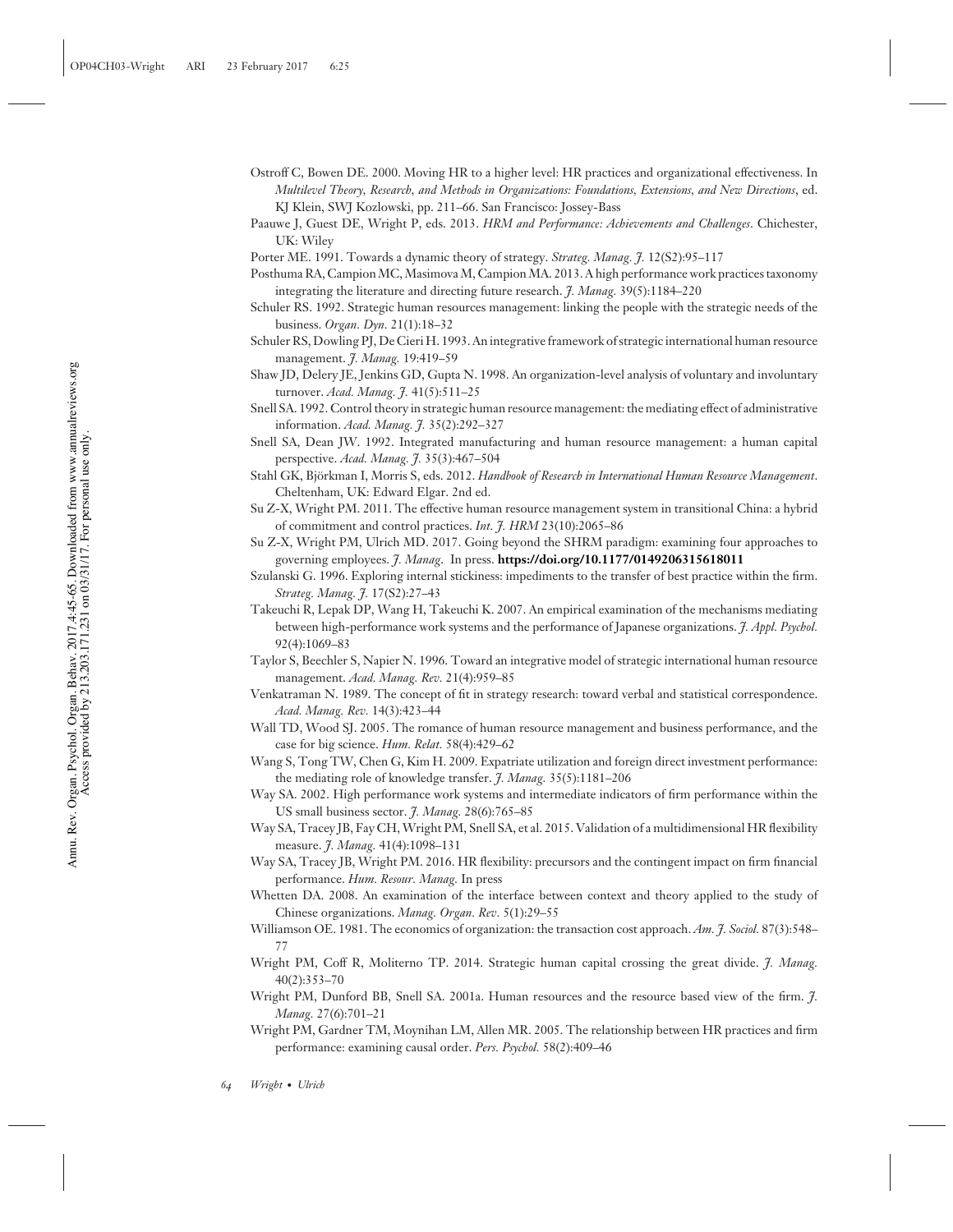Ostroff C, Bowen DE. 2000. Moving HR to a higher level: HR practices and organizational effectiveness. In *Multilevel Theory, Research, and Methods in Organizations: Foundations, Extensions, and New Directions*, ed. KJ Klein, SWJ Kozlowski, pp. 211–66. San Francisco: Jossey-Bass

Paauwe J, Guest DE, Wright P, eds. 2013. *HRM and Performance: Achievements and Challenges*. Chichester, UK: Wiley

Porter ME. 1991. Towards a dynamic theory of strategy. *Strateg. Manag. J.* 12(S2):95–117

Posthuma RA, Campion MC, Masimova M, Campion MA. 2013. A high performance work practices taxonomy integrating the literature and directing future research. *J. Manag.* 39(5):1184–220

Schuler RS. 1992. Strategic human resources management: linking the people with the strategic needs of the business. *Organ. Dyn.* 21(1):18–32

Schuler RS, Dowling PJ, De Cieri H. 1993. An integrative framework of strategic international human resource management. *J. Manag.* 19:419–59

Shaw JD, Delery JE, Jenkins GD, Gupta N. 1998. An organization-level analysis of voluntary and involuntary turnover. *Acad. Manag. J.* 41(5):511–25

Snell SA. 1992. Control theory in strategic human resource management: the mediating effect of administrative information. *Acad. Manag. J.* 35(2):292–327

Snell SA, Dean JW. 1992. Integrated manufacturing and human resource management: a human capital perspective. *Acad. Manag. J.* 35(3):467–504

Stahl GK, Björkman I, Morris S, eds. 2012. *Handbook of Research in International Human Resource Management*. Cheltenham, UK: Edward Elgar. 2nd ed.

Su Z-X, Wright PM. 2011. The effective human resource management system in transitional China: a hybrid of commitment and control practices. *Int. J. HRM* 23(10):2065–86

Su Z-X, Wright PM, Ulrich MD. 2017. Going beyond the SHRM paradigm: examining four approaches to governing employees. *J. Manag*. In press. **https://doi.org/10.1177/0149206315618011**

Szulanski G. 1996. Exploring internal stickiness: impediments to the transfer of best practice within the firm. *Strateg. Manag. J.* 17(S2):27–43

Takeuchi R, Lepak DP, Wang H, Takeuchi K. 2007. An empirical examination of the mechanisms mediating between high-performance work systems and the performance of Japanese organizations. *J. Appl. Psychol.* 92(4):1069–83

Taylor S, Beechler S, Napier N. 1996. Toward an integrative model of strategic international human resource management. *Acad. Manag. Rev.* 21(4):959–85

Venkatraman N. 1989. The concept of fit in strategy research: toward verbal and statistical correspondence. *Acad. Manag. Rev.* 14(3):423–44

Wall TD, Wood SJ. 2005. The romance of human resource management and business performance, and the case for big science. *Hum. Relat.* 58(4):429–62

Wang S, Tong TW, Chen G, Kim H. 2009. Expatriate utilization and foreign direct investment performance: the mediating role of knowledge transfer. *J. Manag.* 35(5):1181–206

Way SA. 2002. High performance work systems and intermediate indicators of firm performance within the US small business sector. *J. Manag.* 28(6):765–85

Way SA, Tracey JB, Fay CH, Wright PM, Snell SA, et al. 2015. Validation of a multidimensional HR flexibility measure. *J. Manag.* 41(4):1098–131

Way SA, Tracey JB, Wright PM. 2016. HR flexibility: precursors and the contingent impact on firm financial performance. *Hum. Resour. Manag.* In press

Whetten DA. 2008. An examination of the interface between context and theory applied to the study of Chinese organizations. *Manag. Organ. Rev.* 5(1):29–55

Williamson OE. 1981. The economics of organization: the transaction cost approach. *Am. J. Sociol.* 87(3):548–77

Wright PM, Coff R, Moliterno TP. 2014. Strategic human capital crossing the great divide. *J. Manag.* 40(2):353–70

Wright PM, Dunford BB, Snell SA. 2001a. Human resources and the resource based view of the firm. *J. Manag.* 27(6):701–21

Wright PM, Gardner TM, Moynihan LM, Allen MR. 2005. The relationship between HR practices and firm performance: examining causal order. *Pers. Psychol.* 58(2):409–46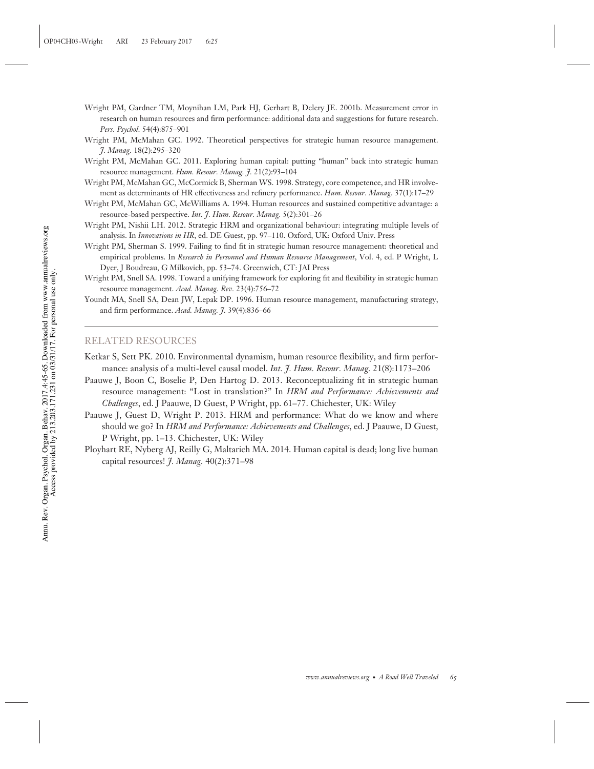Wright PM, Gardner TM, Moynihan LM, Park HJ, Gerhart B, Delery JE. 2001b. Measurement error in research on human resources and firm performance: additional data and suggestions for future research. *Pers. Psychol.* 54(4):875–901

Wright PM, McMahan GC. 1992. Theoretical perspectives for strategic human resource management. *J. Manag.* 18(2):295–320

Wright PM, McMahan GC. 2011. Exploring human capital: putting "human" back into strategic human resource management. *Hum. Resour. Manag. J.* 21(2):93–104

Wright PM, McMahan GC, McCormick B, Sherman WS. 1998. Strategy, core competence, and HR involvement as determinants of HR effectiveness and refinery performance. *Hum. Resour. Manag.* 37(1):17–29

Wright PM, McMahan GC, McWilliams A. 1994. Human resources and sustained competitive advantage: a resource-based perspective. *Int. J. Hum. Resour. Manag.* 5(2):301–26

Wright PM, Nishii LH. 2012. Strategic HRM and organizational behaviour: integrating multiple levels of analysis. In *Innovations in HR*, ed. DE Guest, pp. 97–110. Oxford, UK: Oxford Univ. Press

Wright PM, Sherman S. 1999. Failing to find fit in strategic human resource management: theoretical and empirical problems. In *Research in Personnel and Human Resource Management*, Vol. 4, ed. P Wright, L Dyer, J Boudreau, G Milkovich, pp. 53–74. Greenwich, CT: JAI Press

Wright PM, Snell SA. 1998. Toward a unifying framework for exploring fit and flexibility in strategic human resource management. *Acad. Manag. Rev.* 23(4):756–72

Youndt MA, Snell SA, Dean JW, Lepak DP. 1996. Human resource management, manufacturing strategy, and firm performance. *Acad. Manag. J.* 39(4):836–66

## RELATED RESOURCES

Ketkar S, Sett PK. 2010. Environmental dynamism, human resource flexibility, and firm performance: analysis of a multi-level causal model. *Int. J. Hum. Resour. Manag.* 21(8):1173–206

Paauwe J, Boon C, Boselie P, Den Hartog D. 2013. Reconceptualizing fit in strategic human resource management: "Lost in translation?" In *HRM and Performance: Achievements and Challenges*, ed. J Paauwe, D Guest, P Wright, pp. 61–77. Chichester, UK: Wiley

Paauwe J, Guest D, Wright P. 2013. HRM and performance: What do we know and where should we go? In *HRM and Performance: Achievements and Challenges*, ed. J Paauwe, D Guest, P Wright, pp. 1–13. Chichester, UK: Wiley

Ployhart RE, Nyberg AJ, Reilly G, Maltarich MA. 2014. Human capital is dead; long live human capital resources! *J. Manag.* 40(2):371–98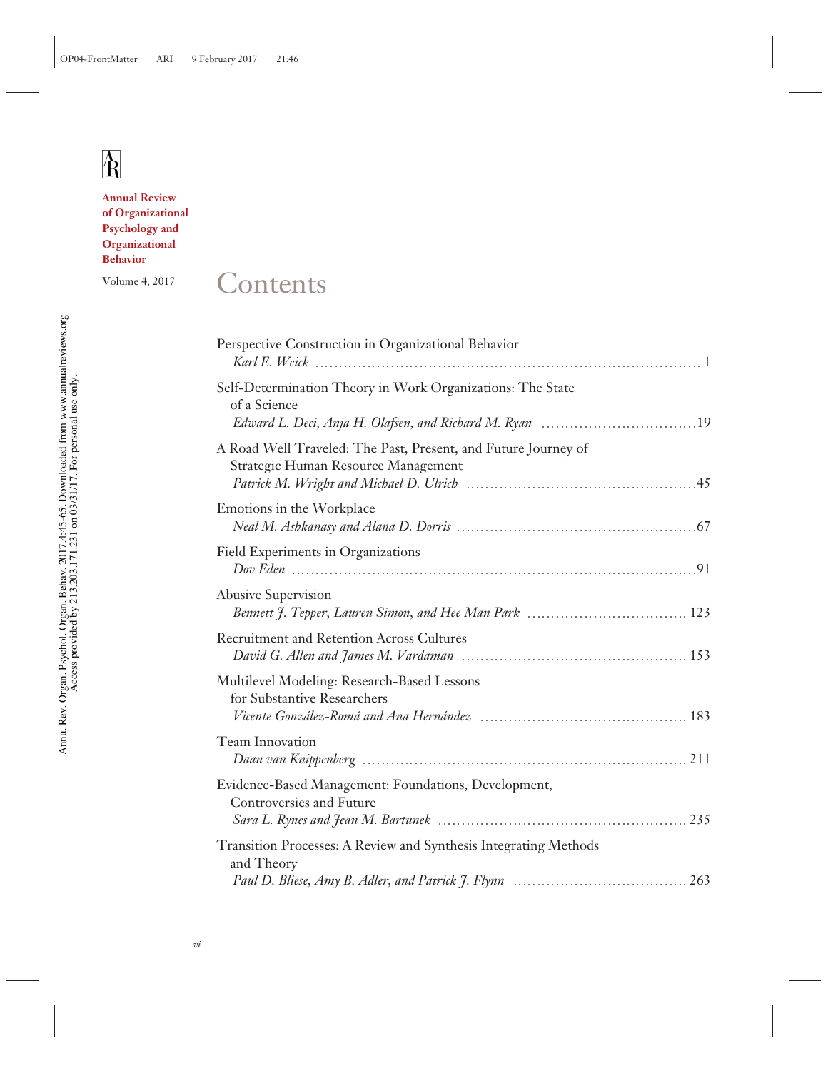**Annual Review of Organizational Psychology and Organizational Behavior**

Volume 4, 2017

# Contents

Perspective Construction in Organizational Behavior
*Karl E. Weick* ........................................................................................ 1

Self-Determination Theory in Work Organizations: The State of a Science
*Edward L. Deci, Anja H. Olafsen, and Richard M. Ryan* ..........................19

A Road Well Traveled: The Past, Present, and Future Journey of Strategic Human Resource Management
*Patrick M. Wright and Michael D. Ulrich* ..........................................45

Emotions in the Workplace
*Neal M. Ashkanasy and Alana D. Dorris* ................................................67

Field Experiments in Organizations
*Dov Eden* ..............................................................................................91

Abusive Supervision
*Bennett J. Tepper, Lauren Simon, and Hee Man Park* ......................... 123

Recruitment and Retention Across Cultures
*David G. Allen and James M. Vardaman* .............................................. 153

Multilevel Modeling: Research-Based Lessons for Substantive Researchers
*Vicente González-Romá and Ana Hernández* ........................................ 183

Team Innovation
*Daan van Knippenberg* ........................................................................ 211

Evidence-Based Management: Foundations, Development, Controversies and Future
*Sara L. Rynes and Jean M. Bartunek* .................................................. 235

Transition Processes: A Review and Synthesis Integrating Methods and Theory
*Paul D. Bliese, Amy B. Adler, and Patrick J. Flynn* ........................... 263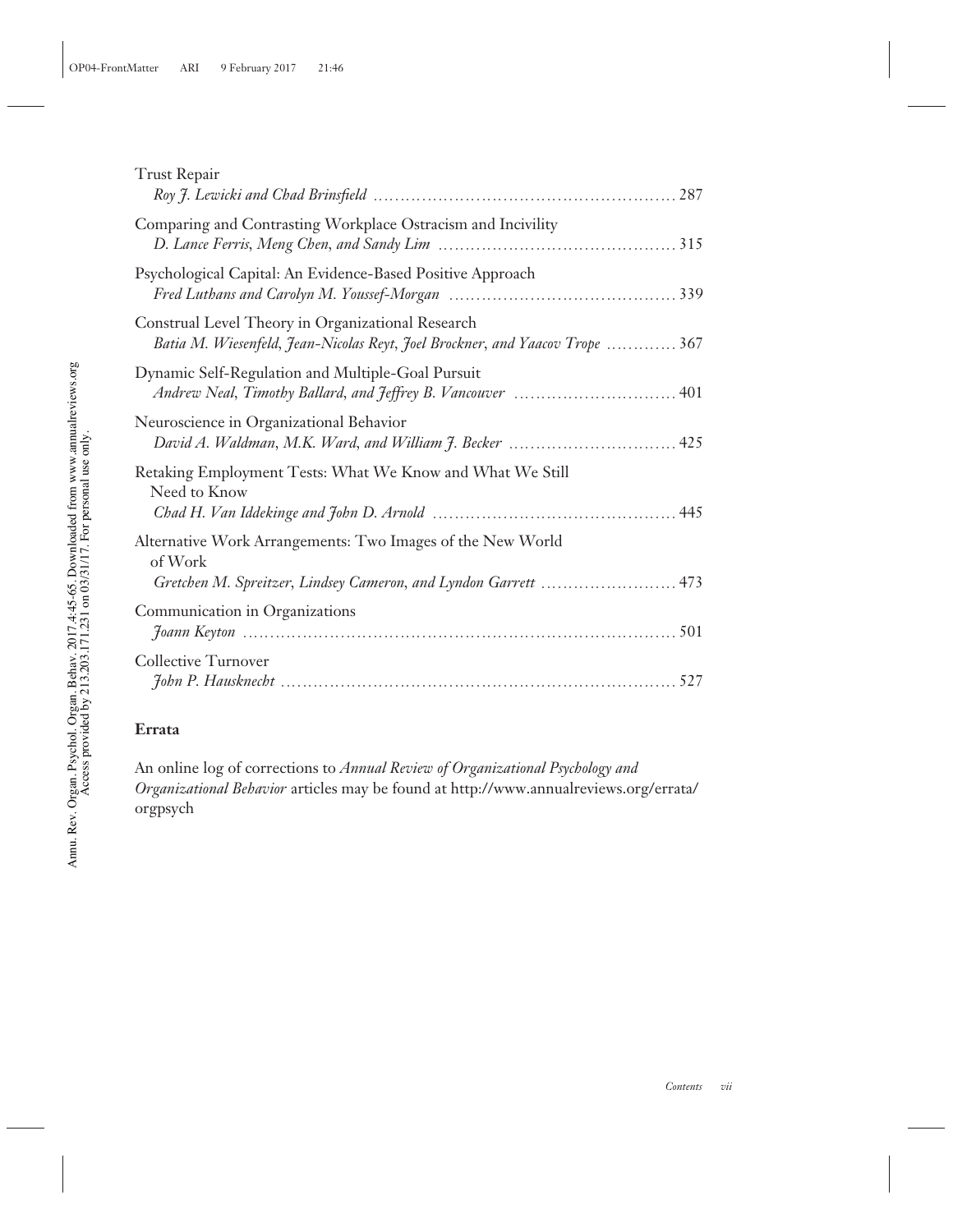Trust Repair
*Roy J. Lewicki and Chad Brinsfield* ........................................................ 287

Comparing and Contrasting Workplace Ostracism and Incivility
*D. Lance Ferris, Meng Chen, and Sandy Lim* ............................................ 315

Psychological Capital: An Evidence-Based Positive Approach
*Fred Luthans and Carolyn M. Youssef-Morgan* ......................................... 339

Construal Level Theory in Organizational Research
*Batia M. Wiesenfeld, Jean-Nicolas Reyt, Joel Brockner, and Yaacov Trope* ............. 367

Dynamic Self-Regulation and Multiple-Goal Pursuit
*Andrew Neal, Timothy Ballard, and Jeffrey B. Vancouver* .............................. 401

Neuroscience in Organizational Behavior
*David A. Waldman, M.K. Ward, and William J. Becker* ............................... 425

Retaking Employment Tests: What We Know and What We Still Need to Know
*Chad H. Van Iddekinge and John D. Arnold* ............................................ 445

Alternative Work Arrangements: Two Images of the New World of Work
*Gretchen M. Spreitzer, Lindsey Cameron, and Lyndon Garrett* ......................... 473

Communication in Organizations
*Joann Keyton* ........................................................................... 501

Collective Turnover
*John P. Hausknecht* ..................................................................... 527

**Errata**

An online log of corrections to *Annual Review of Organizational Psychology and Organizational Behavior* articles may be found at http://www.annualreviews.org/errata/orgpsych